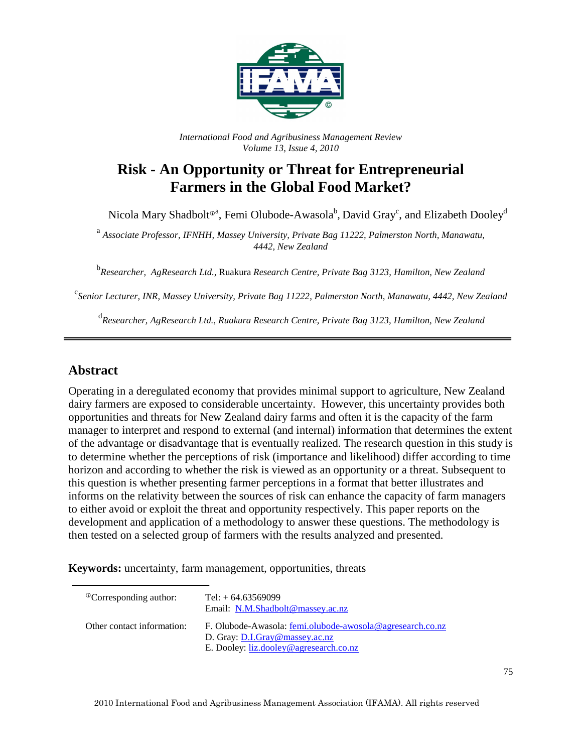*International Food and Agribusiness Management Review*
*Volume 13, Issue 4, 2010*

# Risk - An Opportunity or Threat for Entrepreneurial Farmers in the Global Food Market?

Nicola Mary Shadbolt[ⓘa], Femi Olubode-Awasola[b], David Gray[c], and Elizabeth Dooley[d]

[a] *Associate Professor, IFNHH, Massey University, Private Bag 11222, Palmerston North, Manawatu, 4442, New Zealand*

[b] *Researcher, AgResearch Ltd.,* Ruakura *Research Centre, Private Bag 3123, Hamilton, New Zealand*

[c] *Senior Lecturer, INR, Massey University, Private Bag 11222, Palmerston North, Manawatu, 4442, New Zealand*

[d] *Researcher, AgResearch Ltd., Ruakura Research Centre, Private Bag 3123, Hamilton, New Zealand*

## Abstract

Operating in a deregulated economy that provides minimal support to agriculture, New Zealand dairy farmers are exposed to considerable uncertainty. However, this uncertainty provides both opportunities and threats for New Zealand dairy farms and often it is the capacity of the farm manager to interpret and respond to external (and internal) information that determines the extent of the advantage or disadvantage that is eventually realized. The research question in this study is to determine whether the perceptions of risk (importance and likelihood) differ according to time horizon and according to whether the risk is viewed as an opportunity or a threat. Subsequent to this question is whether presenting farmer perceptions in a format that better illustrates and informs on the relativity between the sources of risk can enhance the capacity of farm managers to either avoid or exploit the threat and opportunity respectively. This paper reports on the development and application of a methodology to answer these questions. The methodology is then tested on a selected group of farmers with the results analyzed and presented.

**Keywords:** uncertainty, farm management, opportunities, threats

| | |
|---|---|
| ⓘCorresponding author: | Tel: + 64.63569099<br>Email: N.M.Shadbolt@massey.ac.nz |
| Other contact information: | F. Olubode-Awasola: femi.olubode-awosola@agresearch.co.nz<br>D. Gray: D.I.Gray@massey.ac.nz<br>E. Dooley: liz.dooley@agresearch.co.nz |

2010 International Food and Agribusiness Management Association (IFAMA). All rights reserved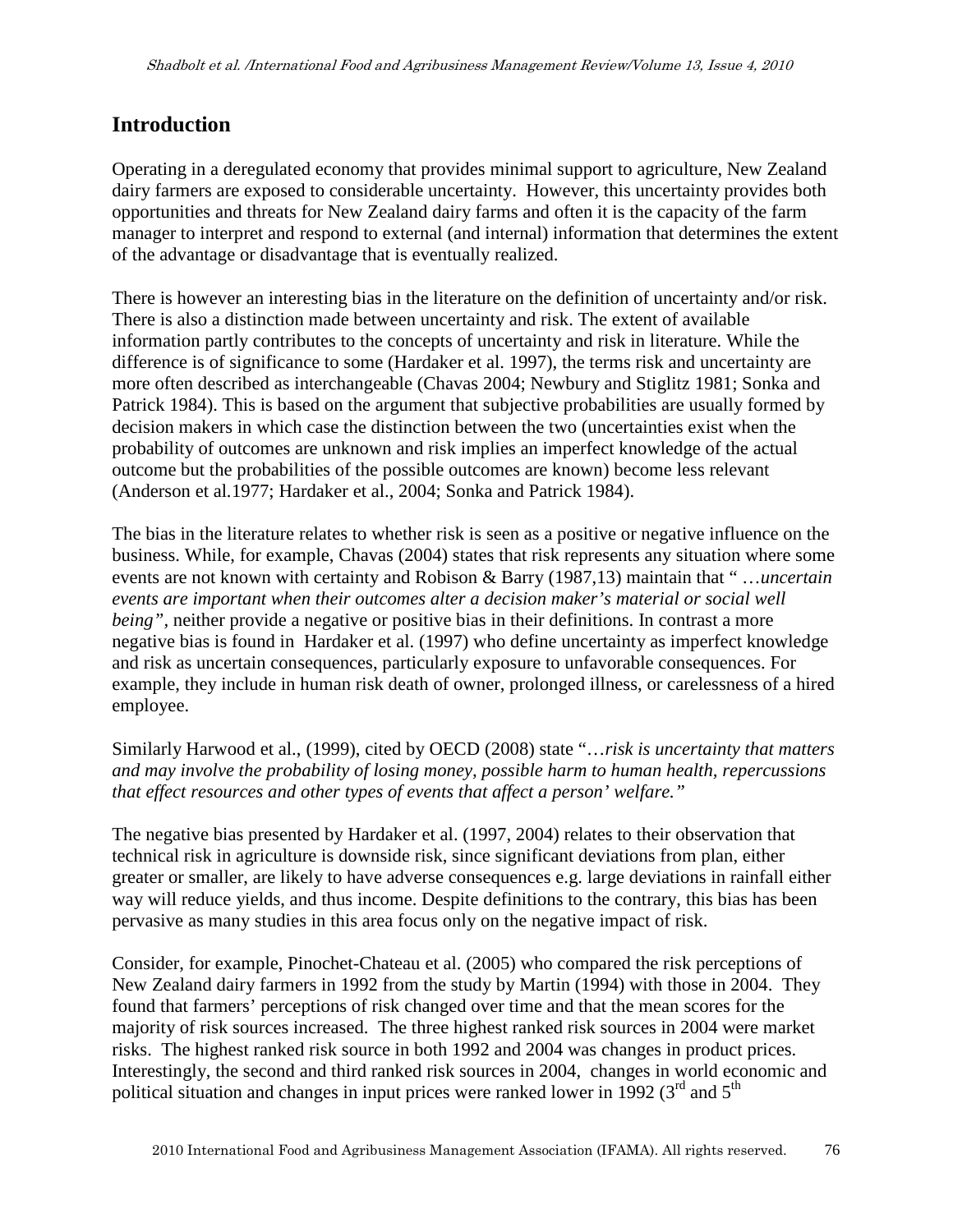## Introduction

Operating in a deregulated economy that provides minimal support to agriculture, New Zealand dairy farmers are exposed to considerable uncertainty. However, this uncertainty provides both opportunities and threats for New Zealand dairy farms and often it is the capacity of the farm manager to interpret and respond to external (and internal) information that determines the extent of the advantage or disadvantage that is eventually realized.

There is however an interesting bias in the literature on the definition of uncertainty and/or risk. There is also a distinction made between uncertainty and risk. The extent of available information partly contributes to the concepts of uncertainty and risk in literature. While the difference is of significance to some (Hardaker et al. 1997), the terms risk and uncertainty are more often described as interchangeable (Chavas 2004; Newbury and Stiglitz 1981; Sonka and Patrick 1984). This is based on the argument that subjective probabilities are usually formed by decision makers in which case the distinction between the two (uncertainties exist when the probability of outcomes are unknown and risk implies an imperfect knowledge of the actual outcome but the probabilities of the possible outcomes are known) become less relevant (Anderson et al.1977; Hardaker et al., 2004; Sonka and Patrick 1984).

The bias in the literature relates to whether risk is seen as a positive or negative influence on the business. While, for example, Chavas (2004) states that risk represents any situation where some events are not known with certainty and Robison & Barry (1987,13) maintain that " …*uncertain events are important when their outcomes alter a decision maker's material or social well being"*, neither provide a negative or positive bias in their definitions. In contrast a more negative bias is found in Hardaker et al. (1997) who define uncertainty as imperfect knowledge and risk as uncertain consequences, particularly exposure to unfavorable consequences. For example, they include in human risk death of owner, prolonged illness, or carelessness of a hired employee.

Similarly Harwood et al., (1999), cited by OECD (2008) state "…*risk is uncertainty that matters and may involve the probability of losing money, possible harm to human health, repercussions that effect resources and other types of events that affect a person' welfare."*

The negative bias presented by Hardaker et al. (1997, 2004) relates to their observation that technical risk in agriculture is downside risk, since significant deviations from plan, either greater or smaller, are likely to have adverse consequences e.g. large deviations in rainfall either way will reduce yields, and thus income. Despite definitions to the contrary, this bias has been pervasive as many studies in this area focus only on the negative impact of risk.

Consider, for example, Pinochet-Chateau et al. (2005) who compared the risk perceptions of New Zealand dairy farmers in 1992 from the study by Martin (1994) with those in 2004. They found that farmers' perceptions of risk changed over time and that the mean scores for the majority of risk sources increased. The three highest ranked risk sources in 2004 were market risks. The highest ranked risk source in both 1992 and 2004 was changes in product prices. Interestingly, the second and third ranked risk sources in 2004, changes in world economic and political situation and changes in input prices were ranked lower in 1992 (3rd and 5th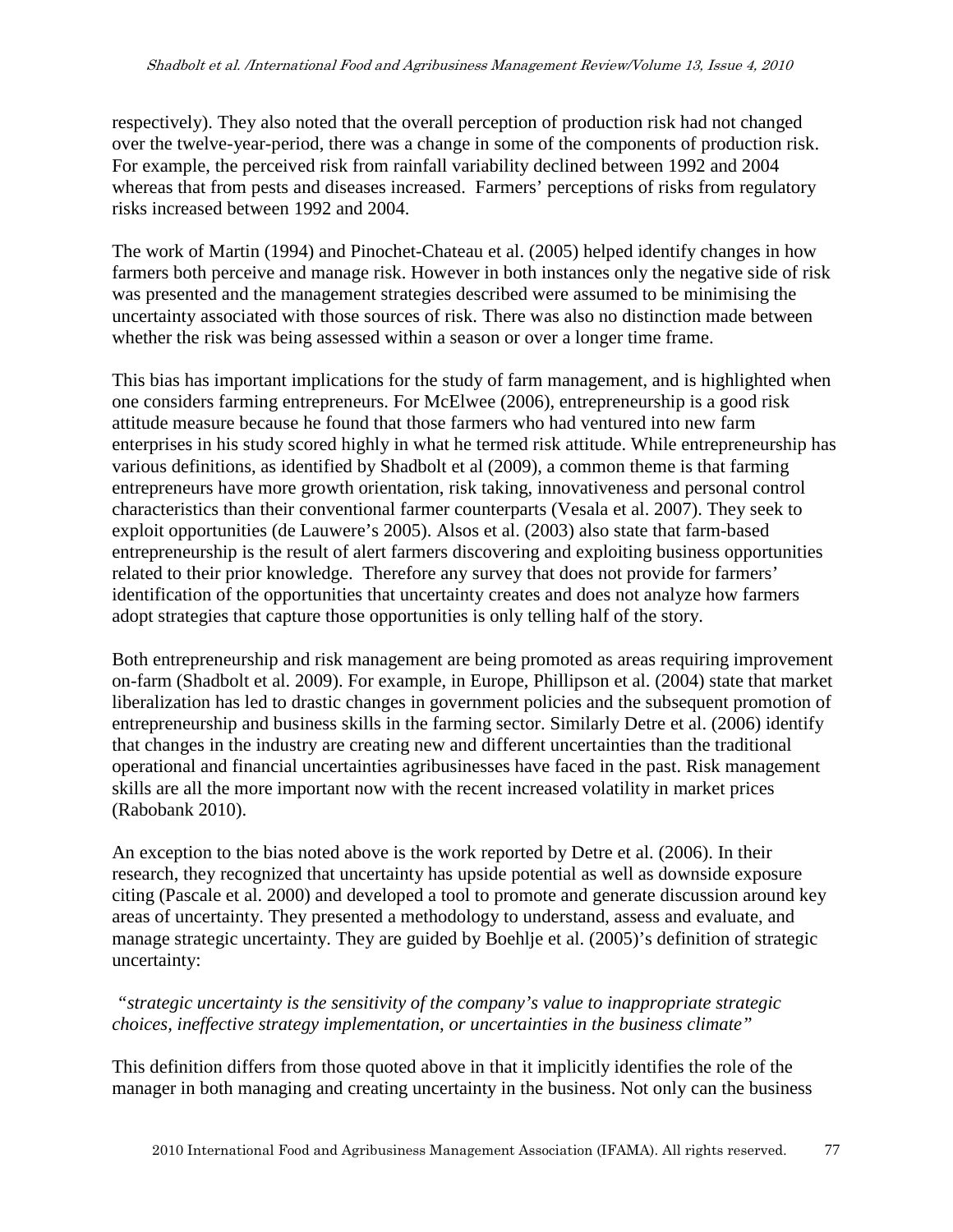respectively). They also noted that the overall perception of production risk had not changed over the twelve-year-period, there was a change in some of the components of production risk. For example, the perceived risk from rainfall variability declined between 1992 and 2004 whereas that from pests and diseases increased. Farmers' perceptions of risks from regulatory risks increased between 1992 and 2004.

The work of Martin (1994) and Pinochet-Chateau et al. (2005) helped identify changes in how farmers both perceive and manage risk. However in both instances only the negative side of risk was presented and the management strategies described were assumed to be minimising the uncertainty associated with those sources of risk. There was also no distinction made between whether the risk was being assessed within a season or over a longer time frame.

This bias has important implications for the study of farm management, and is highlighted when one considers farming entrepreneurs. For McElwee (2006), entrepreneurship is a good risk attitude measure because he found that those farmers who had ventured into new farm enterprises in his study scored highly in what he termed risk attitude. While entrepreneurship has various definitions, as identified by Shadbolt et al (2009), a common theme is that farming entrepreneurs have more growth orientation, risk taking, innovativeness and personal control characteristics than their conventional farmer counterparts (Vesala et al. 2007). They seek to exploit opportunities (de Lauwere's 2005). Alsos et al. (2003) also state that farm-based entrepreneurship is the result of alert farmers discovering and exploiting business opportunities related to their prior knowledge. Therefore any survey that does not provide for farmers' identification of the opportunities that uncertainty creates and does not analyze how farmers adopt strategies that capture those opportunities is only telling half of the story.

Both entrepreneurship and risk management are being promoted as areas requiring improvement on-farm (Shadbolt et al. 2009). For example, in Europe, Phillipson et al. (2004) state that market liberalization has led to drastic changes in government policies and the subsequent promotion of entrepreneurship and business skills in the farming sector. Similarly Detre et al. (2006) identify that changes in the industry are creating new and different uncertainties than the traditional operational and financial uncertainties agribusinesses have faced in the past. Risk management skills are all the more important now with the recent increased volatility in market prices (Rabobank 2010).

An exception to the bias noted above is the work reported by Detre et al. (2006). In their research, they recognized that uncertainty has upside potential as well as downside exposure citing (Pascale et al. 2000) and developed a tool to promote and generate discussion around key areas of uncertainty. They presented a methodology to understand, assess and evaluate, and manage strategic uncertainty. They are guided by Boehlje et al. (2005)'s definition of strategic uncertainty:

*"strategic uncertainty is the sensitivity of the company's value to inappropriate strategic choices, ineffective strategy implementation, or uncertainties in the business climate"*

This definition differs from those quoted above in that it implicitly identifies the role of the manager in both managing and creating uncertainty in the business. Not only can the business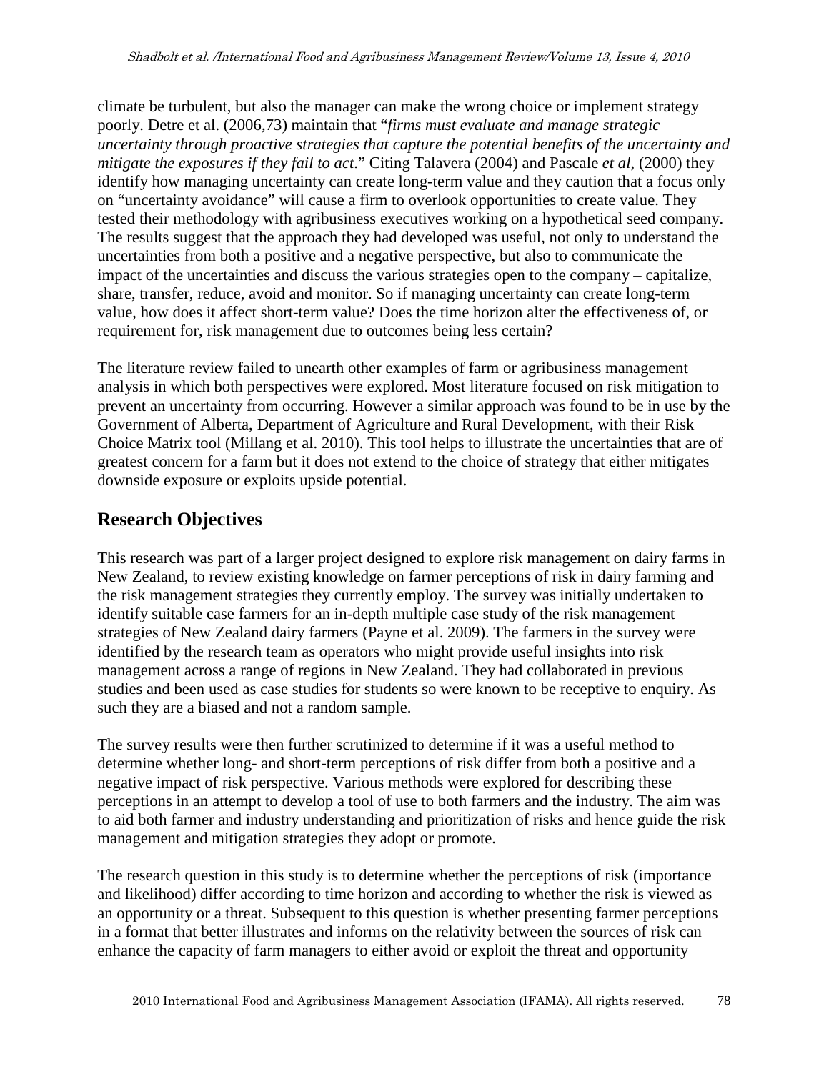climate be turbulent, but also the manager can make the wrong choice or implement strategy poorly. Detre et al. (2006,73) maintain that "*firms must evaluate and manage strategic uncertainty through proactive strategies that capture the potential benefits of the uncertainty and mitigate the exposures if they fail to act*." Citing Talavera (2004) and Pascale *et al*, (2000) they identify how managing uncertainty can create long-term value and they caution that a focus only on "uncertainty avoidance" will cause a firm to overlook opportunities to create value. They tested their methodology with agribusiness executives working on a hypothetical seed company. The results suggest that the approach they had developed was useful, not only to understand the uncertainties from both a positive and a negative perspective, but also to communicate the impact of the uncertainties and discuss the various strategies open to the company – capitalize, share, transfer, reduce, avoid and monitor. So if managing uncertainty can create long-term value, how does it affect short-term value? Does the time horizon alter the effectiveness of, or requirement for, risk management due to outcomes being less certain?

The literature review failed to unearth other examples of farm or agribusiness management analysis in which both perspectives were explored. Most literature focused on risk mitigation to prevent an uncertainty from occurring. However a similar approach was found to be in use by the Government of Alberta, Department of Agriculture and Rural Development, with their Risk Choice Matrix tool (Millang et al. 2010). This tool helps to illustrate the uncertainties that are of greatest concern for a farm but it does not extend to the choice of strategy that either mitigates downside exposure or exploits upside potential.

## Research Objectives

This research was part of a larger project designed to explore risk management on dairy farms in New Zealand, to review existing knowledge on farmer perceptions of risk in dairy farming and the risk management strategies they currently employ. The survey was initially undertaken to identify suitable case farmers for an in-depth multiple case study of the risk management strategies of New Zealand dairy farmers (Payne et al. 2009). The farmers in the survey were identified by the research team as operators who might provide useful insights into risk management across a range of regions in New Zealand. They had collaborated in previous studies and been used as case studies for students so were known to be receptive to enquiry. As such they are a biased and not a random sample.

The survey results were then further scrutinized to determine if it was a useful method to determine whether long- and short-term perceptions of risk differ from both a positive and a negative impact of risk perspective. Various methods were explored for describing these perceptions in an attempt to develop a tool of use to both farmers and the industry. The aim was to aid both farmer and industry understanding and prioritization of risks and hence guide the risk management and mitigation strategies they adopt or promote.

The research question in this study is to determine whether the perceptions of risk (importance and likelihood) differ according to time horizon and according to whether the risk is viewed as an opportunity or a threat. Subsequent to this question is whether presenting farmer perceptions in a format that better illustrates and informs on the relativity between the sources of risk can enhance the capacity of farm managers to either avoid or exploit the threat and opportunity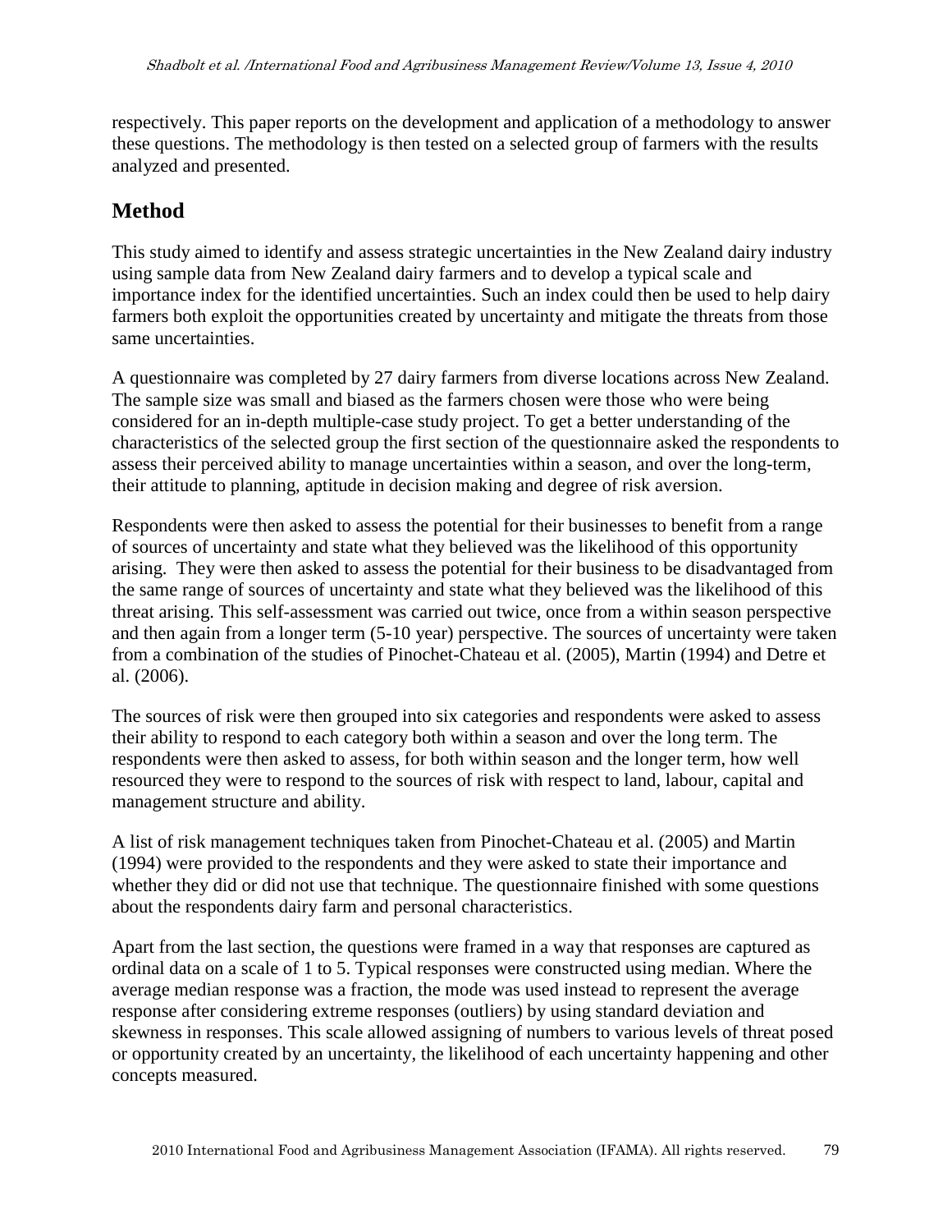respectively. This paper reports on the development and application of a methodology to answer these questions. The methodology is then tested on a selected group of farmers with the results analyzed and presented.

## Method

This study aimed to identify and assess strategic uncertainties in the New Zealand dairy industry using sample data from New Zealand dairy farmers and to develop a typical scale and importance index for the identified uncertainties. Such an index could then be used to help dairy farmers both exploit the opportunities created by uncertainty and mitigate the threats from those same uncertainties.

A questionnaire was completed by 27 dairy farmers from diverse locations across New Zealand. The sample size was small and biased as the farmers chosen were those who were being considered for an in-depth multiple-case study project. To get a better understanding of the characteristics of the selected group the first section of the questionnaire asked the respondents to assess their perceived ability to manage uncertainties within a season, and over the long-term, their attitude to planning, aptitude in decision making and degree of risk aversion.

Respondents were then asked to assess the potential for their businesses to benefit from a range of sources of uncertainty and state what they believed was the likelihood of this opportunity arising. They were then asked to assess the potential for their business to be disadvantaged from the same range of sources of uncertainty and state what they believed was the likelihood of this threat arising. This self-assessment was carried out twice, once from a within season perspective and then again from a longer term (5-10 year) perspective. The sources of uncertainty were taken from a combination of the studies of Pinochet-Chateau et al. (2005), Martin (1994) and Detre et al. (2006).

The sources of risk were then grouped into six categories and respondents were asked to assess their ability to respond to each category both within a season and over the long term. The respondents were then asked to assess, for both within season and the longer term, how well resourced they were to respond to the sources of risk with respect to land, labour, capital and management structure and ability.

A list of risk management techniques taken from Pinochet-Chateau et al. (2005) and Martin (1994) were provided to the respondents and they were asked to state their importance and whether they did or did not use that technique. The questionnaire finished with some questions about the respondents dairy farm and personal characteristics.

Apart from the last section, the questions were framed in a way that responses are captured as ordinal data on a scale of 1 to 5. Typical responses were constructed using median. Where the average median response was a fraction, the mode was used instead to represent the average response after considering extreme responses (outliers) by using standard deviation and skewness in responses. This scale allowed assigning of numbers to various levels of threat posed or opportunity created by an uncertainty, the likelihood of each uncertainty happening and other concepts measured.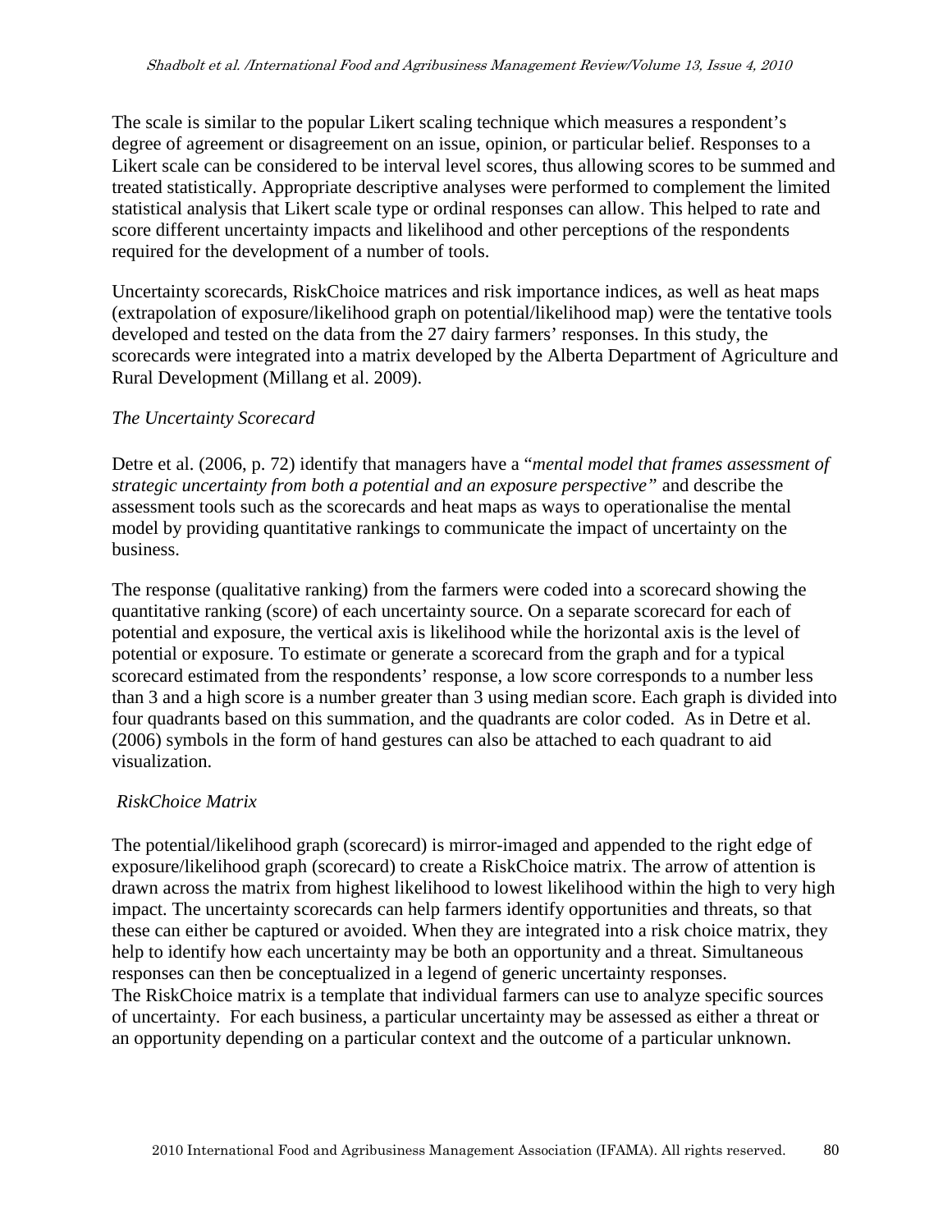The scale is similar to the popular Likert scaling technique which measures a respondent's degree of agreement or disagreement on an issue, opinion, or particular belief. Responses to a Likert scale can be considered to be interval level scores, thus allowing scores to be summed and treated statistically. Appropriate descriptive analyses were performed to complement the limited statistical analysis that Likert scale type or ordinal responses can allow. This helped to rate and score different uncertainty impacts and likelihood and other perceptions of the respondents required for the development of a number of tools.

Uncertainty scorecards, RiskChoice matrices and risk importance indices, as well as heat maps (extrapolation of exposure/likelihood graph on potential/likelihood map) were the tentative tools developed and tested on the data from the 27 dairy farmers' responses. In this study, the scorecards were integrated into a matrix developed by the Alberta Department of Agriculture and Rural Development (Millang et al. 2009).

### *The Uncertainty Scorecard*

Detre et al. (2006, p. 72) identify that managers have a "*mental model that frames assessment of strategic uncertainty from both a potential and an exposure perspective"* and describe the assessment tools such as the scorecards and heat maps as ways to operationalise the mental model by providing quantitative rankings to communicate the impact of uncertainty on the business.

The response (qualitative ranking) from the farmers were coded into a scorecard showing the quantitative ranking (score) of each uncertainty source. On a separate scorecard for each of potential and exposure, the vertical axis is likelihood while the horizontal axis is the level of potential or exposure. To estimate or generate a scorecard from the graph and for a typical scorecard estimated from the respondents' response, a low score corresponds to a number less than 3 and a high score is a number greater than 3 using median score. Each graph is divided into four quadrants based on this summation, and the quadrants are color coded. As in Detre et al. (2006) symbols in the form of hand gestures can also be attached to each quadrant to aid visualization.

### *RiskChoice Matrix*

The potential/likelihood graph (scorecard) is mirror-imaged and appended to the right edge of exposure/likelihood graph (scorecard) to create a RiskChoice matrix. The arrow of attention is drawn across the matrix from highest likelihood to lowest likelihood within the high to very high impact. The uncertainty scorecards can help farmers identify opportunities and threats, so that these can either be captured or avoided. When they are integrated into a risk choice matrix, they help to identify how each uncertainty may be both an opportunity and a threat. Simultaneous responses can then be conceptualized in a legend of generic uncertainty responses.
The RiskChoice matrix is a template that individual farmers can use to analyze specific sources of uncertainty. For each business, a particular uncertainty may be assessed as either a threat or an opportunity depending on a particular context and the outcome of a particular unknown.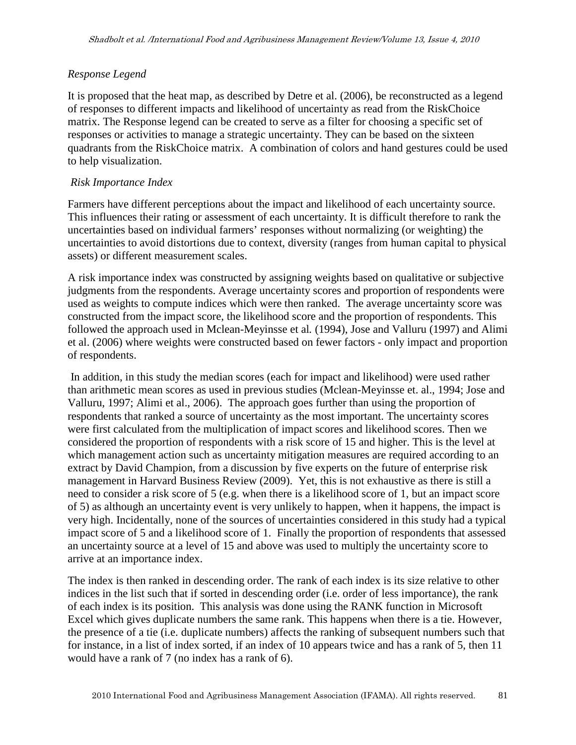*Response Legend*

It is proposed that the heat map, as described by Detre et al. (2006), be reconstructed as a legend of responses to different impacts and likelihood of uncertainty as read from the RiskChoice matrix. The Response legend can be created to serve as a filter for choosing a specific set of responses or activities to manage a strategic uncertainty. They can be based on the sixteen quadrants from the RiskChoice matrix. A combination of colors and hand gestures could be used to help visualization.

*Risk Importance Index*

Farmers have different perceptions about the impact and likelihood of each uncertainty source. This influences their rating or assessment of each uncertainty. It is difficult therefore to rank the uncertainties based on individual farmers' responses without normalizing (or weighting) the uncertainties to avoid distortions due to context, diversity (ranges from human capital to physical assets) or different measurement scales.

A risk importance index was constructed by assigning weights based on qualitative or subjective judgments from the respondents. Average uncertainty scores and proportion of respondents were used as weights to compute indices which were then ranked. The average uncertainty score was constructed from the impact score, the likelihood score and the proportion of respondents. This followed the approach used in Mclean-Meyinsse et al*.* (1994), Jose and Valluru (1997) and Alimi et al. (2006) where weights were constructed based on fewer factors - only impact and proportion of respondents.

In addition, in this study the median scores (each for impact and likelihood) were used rather than arithmetic mean scores as used in previous studies (Mclean-Meyinsse et. al., 1994; Jose and Valluru, 1997; Alimi et al., 2006). The approach goes further than using the proportion of respondents that ranked a source of uncertainty as the most important. The uncertainty scores were first calculated from the multiplication of impact scores and likelihood scores. Then we considered the proportion of respondents with a risk score of 15 and higher. This is the level at which management action such as uncertainty mitigation measures are required according to an extract by David Champion, from a discussion by five experts on the future of enterprise risk management in Harvard Business Review (2009). Yet, this is not exhaustive as there is still a need to consider a risk score of 5 (e.g. when there is a likelihood score of 1, but an impact score of 5) as although an uncertainty event is very unlikely to happen, when it happens, the impact is very high. Incidentally, none of the sources of uncertainties considered in this study had a typical impact score of 5 and a likelihood score of 1. Finally the proportion of respondents that assessed an uncertainty source at a level of 15 and above was used to multiply the uncertainty score to arrive at an importance index.

The index is then ranked in descending order. The rank of each index is its size relative to other indices in the list such that if sorted in descending order (i.e. order of less importance), the rank of each index is its position. This analysis was done using the RANK function in Microsoft Excel which gives duplicate numbers the same rank. This happens when there is a tie. However, the presence of a tie (i.e. duplicate numbers) affects the ranking of subsequent numbers such that for instance, in a list of index sorted, if an index of 10 appears twice and has a rank of 5, then 11 would have a rank of 7 (no index has a rank of 6).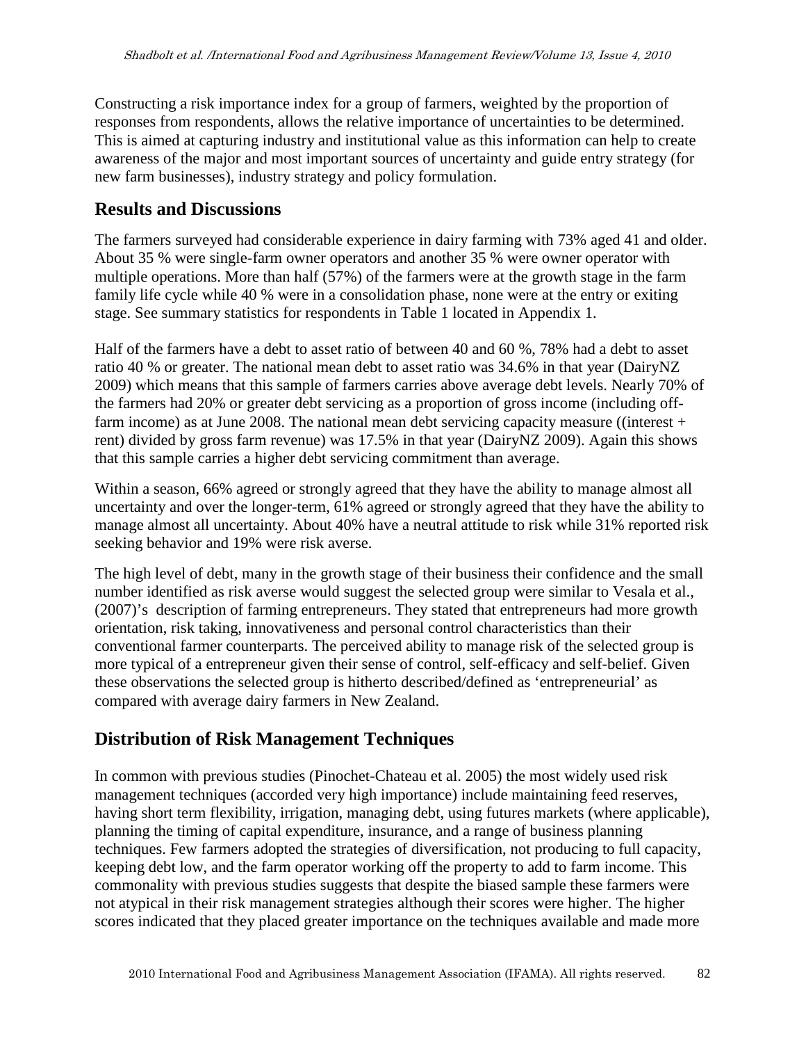Constructing a risk importance index for a group of farmers, weighted by the proportion of responses from respondents, allows the relative importance of uncertainties to be determined. This is aimed at capturing industry and institutional value as this information can help to create awareness of the major and most important sources of uncertainty and guide entry strategy (for new farm businesses), industry strategy and policy formulation.

## Results and Discussions

The farmers surveyed had considerable experience in dairy farming with 73% aged 41 and older. About 35 % were single-farm owner operators and another 35 % were owner operator with multiple operations. More than half (57%) of the farmers were at the growth stage in the farm family life cycle while 40 % were in a consolidation phase, none were at the entry or exiting stage. See summary statistics for respondents in Table 1 located in Appendix 1.

Half of the farmers have a debt to asset ratio of between 40 and 60 %, 78% had a debt to asset ratio 40 % or greater. The national mean debt to asset ratio was 34.6% in that year (DairyNZ 2009) which means that this sample of farmers carries above average debt levels. Nearly 70% of the farmers had 20% or greater debt servicing as a proportion of gross income (including off-farm income) as at June 2008. The national mean debt servicing capacity measure ((interest + rent) divided by gross farm revenue) was 17.5% in that year (DairyNZ 2009). Again this shows that this sample carries a higher debt servicing commitment than average.

Within a season, 66% agreed or strongly agreed that they have the ability to manage almost all uncertainty and over the longer-term, 61% agreed or strongly agreed that they have the ability to manage almost all uncertainty. About 40% have a neutral attitude to risk while 31% reported risk seeking behavior and 19% were risk averse.

The high level of debt, many in the growth stage of their business their confidence and the small number identified as risk averse would suggest the selected group were similar to Vesala et al., (2007)'s description of farming entrepreneurs. They stated that entrepreneurs had more growth orientation, risk taking, innovativeness and personal control characteristics than their conventional farmer counterparts. The perceived ability to manage risk of the selected group is more typical of a entrepreneur given their sense of control, self-efficacy and self-belief. Given these observations the selected group is hitherto described/defined as 'entrepreneurial' as compared with average dairy farmers in New Zealand.

## Distribution of Risk Management Techniques

In common with previous studies (Pinochet-Chateau et al. 2005) the most widely used risk management techniques (accorded very high importance) include maintaining feed reserves, having short term flexibility, irrigation, managing debt, using futures markets (where applicable), planning the timing of capital expenditure, insurance, and a range of business planning techniques. Few farmers adopted the strategies of diversification, not producing to full capacity, keeping debt low, and the farm operator working off the property to add to farm income. This commonality with previous studies suggests that despite the biased sample these farmers were not atypical in their risk management strategies although their scores were higher. The higher scores indicated that they placed greater importance on the techniques available and made more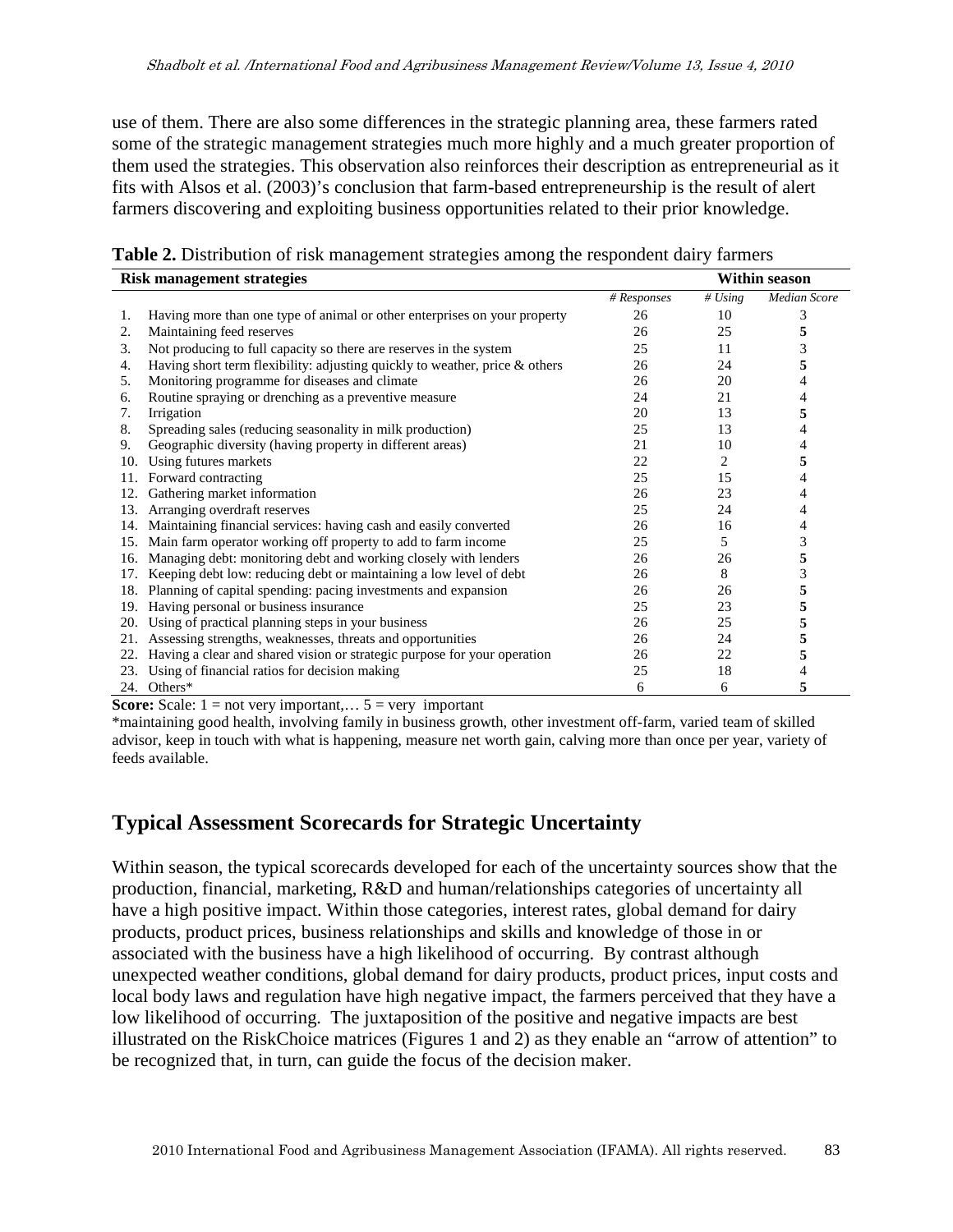use of them. There are also some differences in the strategic planning area, these farmers rated some of the strategic management strategies much more highly and a much greater proportion of them used the strategies. This observation also reinforces their description as entrepreneurial as it fits with Alsos et al. (2003)'s conclusion that farm-based entrepreneurship is the result of alert farmers discovering and exploiting business opportunities related to their prior knowledge.

**Table 2.** Distribution of risk management strategies among the respondent dairy farmers

| Risk management strategies | Within season | | |
|---|---|---|---|
| | *# Responses* | *# Using* | *Median Score* |
| 1. Having more than one type of animal or other enterprises on your property | 26 | 10 | 3 |
| 2. Maintaining feed reserves | 26 | 25 | **5** |
| 3. Not producing to full capacity so there are reserves in the system | 25 | 11 | 3 |
| 4. Having short term flexibility: adjusting quickly to weather, price & others | 26 | 24 | **5** |
| 5. Monitoring programme for diseases and climate | 26 | 20 | 4 |
| 6. Routine spraying or drenching as a preventive measure | 24 | 21 | 4 |
| 7. Irrigation | 20 | 13 | **5** |
| 8. Spreading sales (reducing seasonality in milk production) | 25 | 13 | 4 |
| 9. Geographic diversity (having property in different areas) | 21 | 10 | 4 |
| 10. Using futures markets | 22 | 2 | **5** |
| 11. Forward contracting | 25 | 15 | 4 |
| 12. Gathering market information | 26 | 23 | 4 |
| 13. Arranging overdraft reserves | 25 | 24 | 4 |
| 14. Maintaining financial services: having cash and easily converted | 26 | 16 | 4 |
| 15. Main farm operator working off property to add to farm income | 25 | 5 | 3 |
| 16. Managing debt: monitoring debt and working closely with lenders | 26 | 26 | **5** |
| 17. Keeping debt low: reducing debt or maintaining a low level of debt | 26 | 8 | 3 |
| 18. Planning of capital spending: pacing investments and expansion | 26 | 26 | **5** |
| 19. Having personal or business insurance | 25 | 23 | **5** |
| 20. Using of practical planning steps in your business | 26 | 25 | **5** |
| 21. Assessing strengths, weaknesses, threats and opportunities | 26 | 24 | **5** |
| 22. Having a clear and shared vision or strategic purpose for your operation | 26 | 22 | **5** |
| 23. Using of financial ratios for decision making | 25 | 18 | 4 |
| 24. Others* | 6 | 6 | **5** |

**Score:** Scale: 1 = not very important,… 5 = very important

*maintaining good health, involving family in business growth, other investment off-farm, varied team of skilled advisor, keep in touch with what is happening, measure net worth gain, calving more than once per year, variety of feeds available.

## Typical Assessment Scorecards for Strategic Uncertainty

Within season, the typical scorecards developed for each of the uncertainty sources show that the production, financial, marketing, R&D and human/relationships categories of uncertainty all have a high positive impact. Within those categories, interest rates, global demand for dairy products, product prices, business relationships and skills and knowledge of those in or associated with the business have a high likelihood of occurring. By contrast although unexpected weather conditions, global demand for dairy products, product prices, input costs and local body laws and regulation have high negative impact, the farmers perceived that they have a low likelihood of occurring. The juxtaposition of the positive and negative impacts are best illustrated on the RiskChoice matrices (Figures 1 and 2) as they enable an "arrow of attention" to be recognized that, in turn, can guide the focus of the decision maker.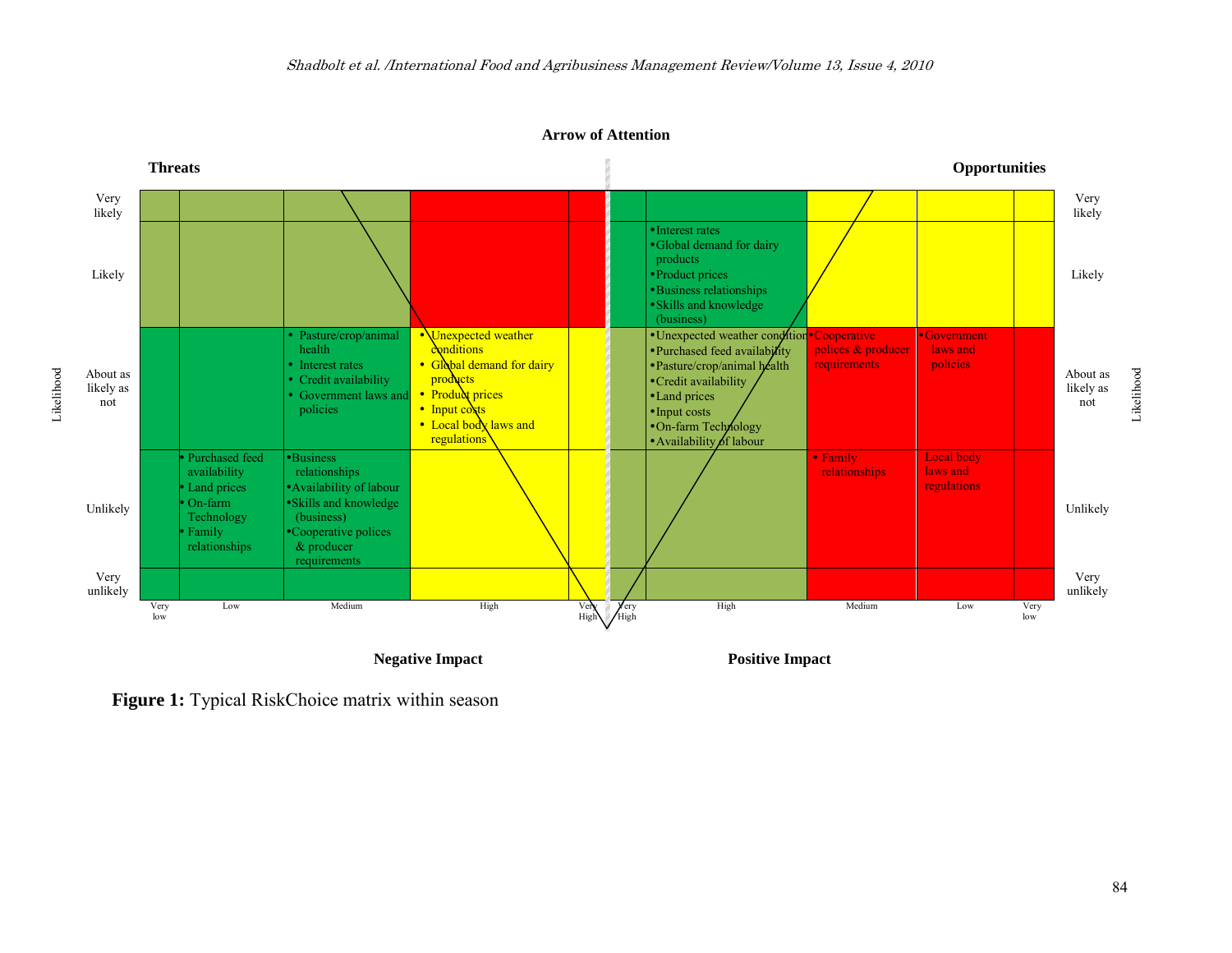**Arrow of Attention**

**Threats** (Negative Impact)

| Likelihood | Very low | Low | Medium | High | Very High |
|---|---|---|---|---|---|
| Very likely | | | | | |
| Likely | | | | | |
| About as likely as not | | | • Pasture/crop/animal health<br>• Interest rates<br>• Credit availability<br>• Government laws and policies | • Unexpected weather conditions<br>• Global demand for dairy products<br>• Product prices<br>• Input costs<br>• Local body laws and regulations | |
| Unlikely | | • Purchased feed availability<br>• Land prices<br>• On-farm Technology<br>• Family relationships | •Business relationships<br>•Availability of labour<br>•Skills and knowledge (business)<br>•Cooperative polices & producer requirements | | |
| Very unlikely | | | | | |

**Opportunities** (Positive Impact)

| Likelihood | Very High | High | Medium | Low | Very low |
|---|---|---|---|---|---|
| Very likely | | | | | |
| Likely | | •Interest rates<br>•Global demand for dairy products<br>•Product prices<br>•Business relationships<br>•Skills and knowledge (business) | | | |
| About as likely as not | | •Unexpected weather condition<br>•Purchased feed availability<br>•Pasture/crop/animal health<br>•Credit availability<br>•Land prices<br>•Input costs<br>•On-farm Technology<br>•Availability of labour | •Cooperative polices & producer requirements | •Government laws and policies | |
| Unlikely | | | • Family relationships | Local body laws and regulations | |
| Very unlikely | | | | | |

**Figure 1:** Typical RiskChoice matrix within season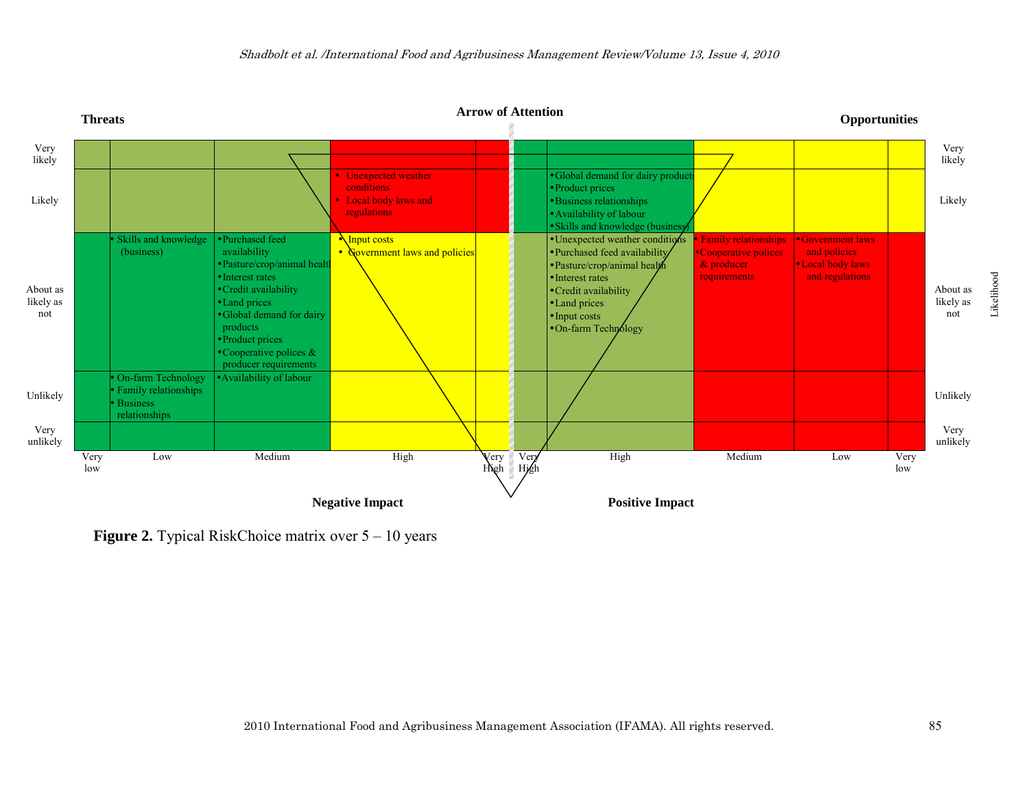**Threats** | **Arrow of Attention** | **Opportunities**

| Likelihood | Very low (Negative Impact) | Low (Negative Impact) | Medium (Negative Impact) | High (Negative Impact) | Very High (Negative Impact) | Very High (Positive Impact) | High (Positive Impact) | Medium (Positive Impact) | Low (Positive Impact) | Very low (Positive Impact) | Likelihood |
|---|---|---|---|---|---|---|---|---|---|---|---|
| Very likely | | | | | | | | | | | Very likely |
| Likely | | | | • Unexpected weather conditions<br>• Local body laws and regulations | | | • Global demand for dairy products<br>• Product prices<br>• Business relationships<br>• Availability of labour<br>• Skills and knowledge (business) | | | | Likely |
| About as likely as not | | • Skills and knowledge (business) | • Purchased feed availability<br>• Pasture/crop/animal health<br>• Interest rates<br>• Credit availability<br>• Land prices<br>• Global demand for dairy products<br>• Product prices<br>• Cooperative polices & producer requirements | • Input costs<br>• Government laws and policies | | | • Unexpected weather conditions<br>• Purchased feed availability<br>• Pasture/crop/animal health<br>• Interest rates<br>• Credit availability<br>• Land prices<br>• Input costs<br>• On-farm Technology | • Family relationships<br>• Cooperative polices & producer requirements | • Government laws and policies<br>• Local body laws and regulations | | About as likely as not |
| Unlikely | | • On-farm Technology<br>• Family relationships<br>• Business relationships | • Availability of labour | | | | | | | | Unlikely |
| Very unlikely | | | | | | | | | | | Very unlikely |

**Negative Impact** | **Positive Impact**

**Figure 2.** Typical RiskChoice matrix over 5 – 10 years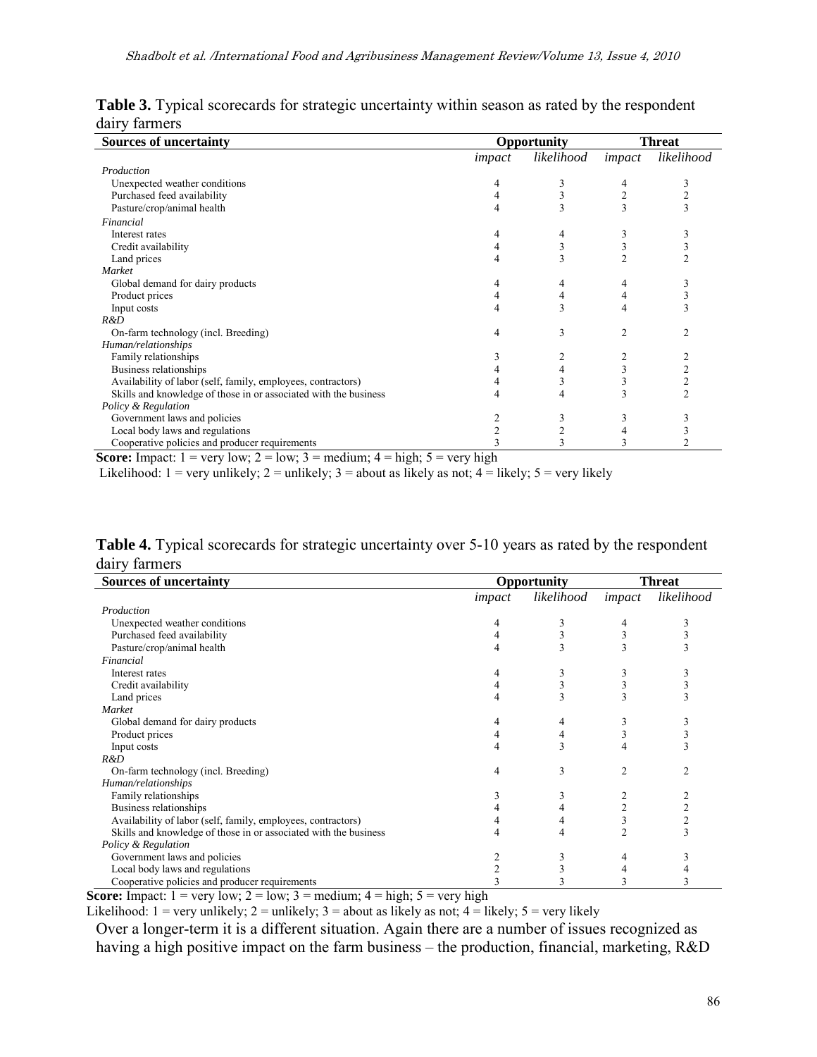**Table 3.** Typical scorecards for strategic uncertainty within season as rated by the respondent dairy farmers

| Sources of uncertainty | Opportunity | | Threat | |
|---|---|---|---|---|
| | *impact* | *likelihood* | *impact* | *likelihood* |
| *Production* | | | | |
| Unexpected weather conditions | 4 | 3 | 4 | 3 |
| Purchased feed availability | 4 | 3 | 2 | 2 |
| Pasture/crop/animal health | 4 | 3 | 3 | 3 |
| *Financial* | | | | |
| Interest rates | 4 | 4 | 3 | 3 |
| Credit availability | 4 | 3 | 3 | 3 |
| Land prices | 4 | 3 | 2 | 2 |
| *Market* | | | | |
| Global demand for dairy products | 4 | 4 | 4 | 3 |
| Product prices | 4 | 4 | 4 | 3 |
| Input costs | 4 | 3 | 4 | 3 |
| *R&D* | | | | |
| On-farm technology (incl. Breeding) | 4 | 3 | 2 | 2 |
| *Human/relationships* | | | | |
| Family relationships | 3 | 2 | 2 | 2 |
| Business relationships | 4 | 4 | 3 | 2 |
| Availability of labor (self, family, employees, contractors) | 4 | 3 | 3 | 2 |
| Skills and knowledge of those in or associated with the business | 4 | 4 | 3 | 2 |
| *Policy & Regulation* | | | | |
| Government laws and policies | 2 | 3 | 3 | 3 |
| Local body laws and regulations | 2 | 2 | 4 | 3 |
| Cooperative policies and producer requirements | 3 | 3 | 3 | 2 |

**Score:** Impact: 1 = very low; 2 = low; 3 = medium; 4 = high; 5 = very high
Likelihood: 1 = very unlikely; 2 = unlikely; 3 = about as likely as not; 4 = likely; 5 = very likely

**Table 4.** Typical scorecards for strategic uncertainty over 5-10 years as rated by the respondent dairy farmers

| Sources of uncertainty | Opportunity | | Threat | |
|---|---|---|---|---|
| | *impact* | *likelihood* | *impact* | *likelihood* |
| *Production* | | | | |
| Unexpected weather conditions | 4 | 3 | 4 | 3 |
| Purchased feed availability | 4 | 3 | 3 | 3 |
| Pasture/crop/animal health | 4 | 3 | 3 | 3 |
| *Financial* | | | | |
| Interest rates | 4 | 3 | 3 | 3 |
| Credit availability | 4 | 3 | 3 | 3 |
| Land prices | 4 | 3 | 3 | 3 |
| *Market* | | | | |
| Global demand for dairy products | 4 | 4 | 3 | 3 |
| Product prices | 4 | 4 | 3 | 3 |
| Input costs | 4 | 3 | 4 | 3 |
| *R&D* | | | | |
| On-farm technology (incl. Breeding) | 4 | 3 | 2 | 2 |
| *Human/relationships* | | | | |
| Family relationships | 3 | 3 | 2 | 2 |
| Business relationships | 4 | 4 | 2 | 2 |
| Availability of labor (self, family, employees, contractors) | 4 | 4 | 3 | 2 |
| Skills and knowledge of those in or associated with the business | 4 | 4 | 2 | 3 |
| *Policy & Regulation* | | | | |
| Government laws and policies | 2 | 3 | 4 | 3 |
| Local body laws and regulations | 2 | 3 | 4 | 4 |
| Cooperative policies and producer requirements | 3 | 3 | 3 | 3 |

**Score:** Impact: 1 = very low; 2 = low; 3 = medium; 4 = high; 5 = very high
Likelihood: 1 = very unlikely; 2 = unlikely; 3 = about as likely as not; 4 = likely; 5 = very likely

Over a longer-term it is a different situation. Again there are a number of issues recognized as having a high positive impact on the farm business – the production, financial, marketing, R&D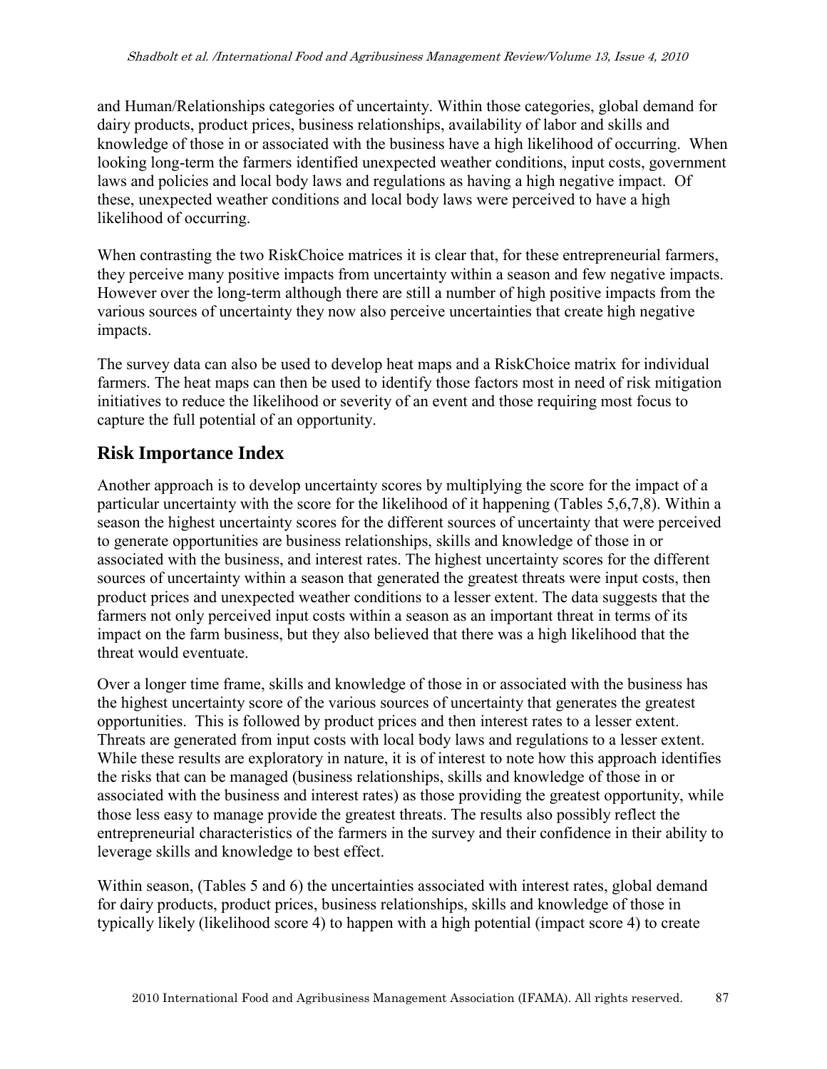and Human/Relationships categories of uncertainty. Within those categories, global demand for dairy products, product prices, business relationships, availability of labor and skills and knowledge of those in or associated with the business have a high likelihood of occurring. When looking long-term the farmers identified unexpected weather conditions, input costs, government laws and policies and local body laws and regulations as having a high negative impact. Of these, unexpected weather conditions and local body laws were perceived to have a high likelihood of occurring.

When contrasting the two RiskChoice matrices it is clear that, for these entrepreneurial farmers, they perceive many positive impacts from uncertainty within a season and few negative impacts. However over the long-term although there are still a number of high positive impacts from the various sources of uncertainty they now also perceive uncertainties that create high negative impacts.

The survey data can also be used to develop heat maps and a RiskChoice matrix for individual farmers. The heat maps can then be used to identify those factors most in need of risk mitigation initiatives to reduce the likelihood or severity of an event and those requiring most focus to capture the full potential of an opportunity.

## Risk Importance Index

Another approach is to develop uncertainty scores by multiplying the score for the impact of a particular uncertainty with the score for the likelihood of it happening (Tables 5,6,7,8). Within a season the highest uncertainty scores for the different sources of uncertainty that were perceived to generate opportunities are business relationships, skills and knowledge of those in or associated with the business, and interest rates. The highest uncertainty scores for the different sources of uncertainty within a season that generated the greatest threats were input costs, then product prices and unexpected weather conditions to a lesser extent. The data suggests that the farmers not only perceived input costs within a season as an important threat in terms of its impact on the farm business, but they also believed that there was a high likelihood that the threat would eventuate.

Over a longer time frame, skills and knowledge of those in or associated with the business has the highest uncertainty score of the various sources of uncertainty that generates the greatest opportunities. This is followed by product prices and then interest rates to a lesser extent. Threats are generated from input costs with local body laws and regulations to a lesser extent. While these results are exploratory in nature, it is of interest to note how this approach identifies the risks that can be managed (business relationships, skills and knowledge of those in or associated with the business and interest rates) as those providing the greatest opportunity, while those less easy to manage provide the greatest threats. The results also possibly reflect the entrepreneurial characteristics of the farmers in the survey and their confidence in their ability to leverage skills and knowledge to best effect.

Within season, (Tables 5 and 6) the uncertainties associated with interest rates, global demand for dairy products, product prices, business relationships, skills and knowledge of those in typically likely (likelihood score 4) to happen with a high potential (impact score 4) to create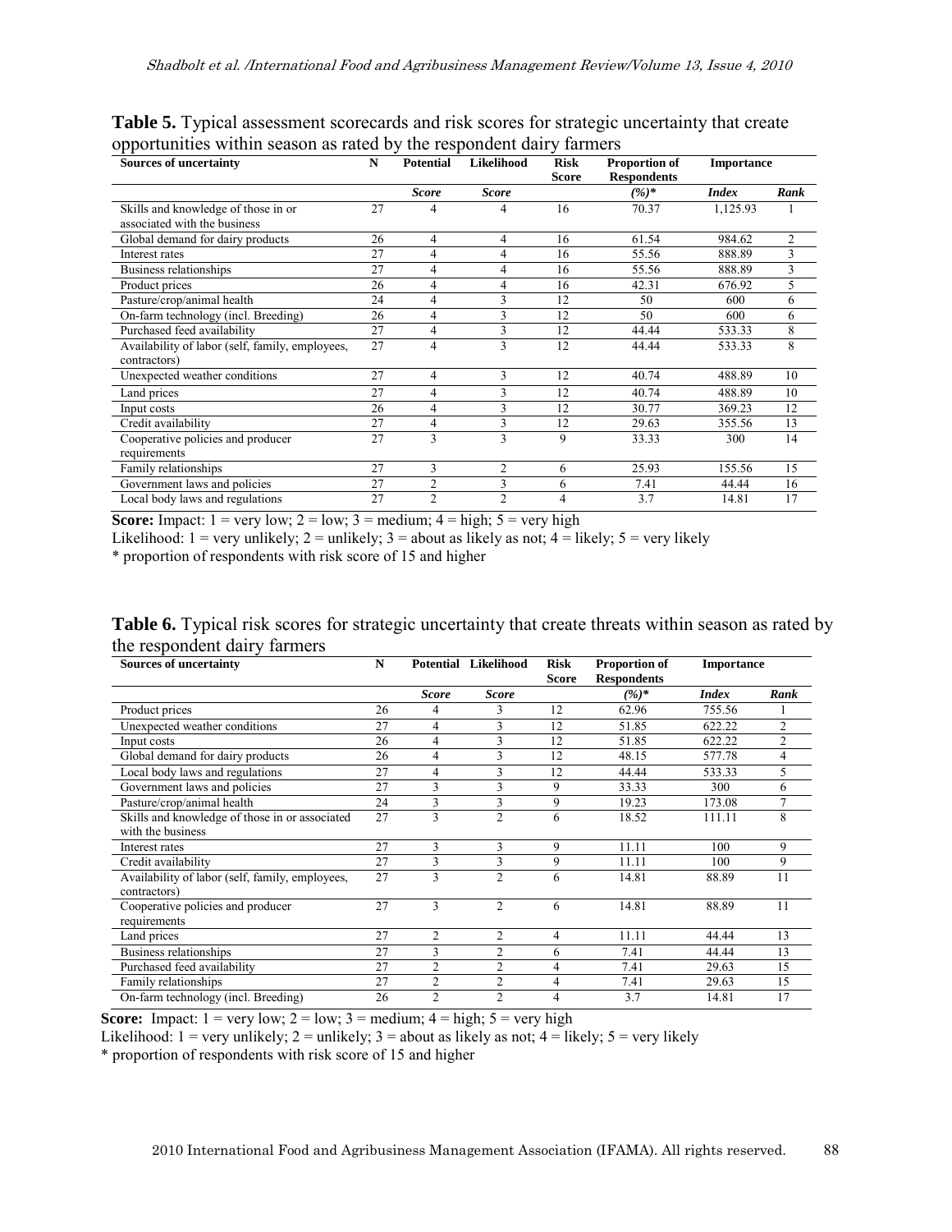**Table 5.** Typical assessment scorecards and risk scores for strategic uncertainty that create opportunities within season as rated by the respondent dairy farmers

| Sources of uncertainty | N | Potential | Likelihood | Risk Score | Proportion of Respondents | Importance | |
|---|---|---|---|---|---|---|---|
| | | *Score* | *Score* | | *(%)** | *Index* | *Rank* |
| Skills and knowledge of those in or associated with the business | 27 | 4 | 4 | 16 | 70.37 | 1,125.93 | 1 |
| Global demand for dairy products | 26 | 4 | 4 | 16 | 61.54 | 984.62 | 2 |
| Interest rates | 27 | 4 | 4 | 16 | 55.56 | 888.89 | 3 |
| Business relationships | 27 | 4 | 4 | 16 | 55.56 | 888.89 | 3 |
| Product prices | 26 | 4 | 4 | 16 | 42.31 | 676.92 | 5 |
| Pasture/crop/animal health | 24 | 4 | 3 | 12 | 50 | 600 | 6 |
| On-farm technology (incl. Breeding) | 26 | 4 | 3 | 12 | 50 | 600 | 6 |
| Purchased feed availability | 27 | 4 | 3 | 12 | 44.44 | 533.33 | 8 |
| Availability of labor (self, family, employees, contractors) | 27 | 4 | 3 | 12 | 44.44 | 533.33 | 8 |
| Unexpected weather conditions | 27 | 4 | 3 | 12 | 40.74 | 488.89 | 10 |
| Land prices | 27 | 4 | 3 | 12 | 40.74 | 488.89 | 10 |
| Input costs | 26 | 4 | 3 | 12 | 30.77 | 369.23 | 12 |
| Credit availability | 27 | 4 | 3 | 12 | 29.63 | 355.56 | 13 |
| Cooperative policies and producer requirements | 27 | 3 | 3 | 9 | 33.33 | 300 | 14 |
| Family relationships | 27 | 3 | 2 | 6 | 25.93 | 155.56 | 15 |
| Government laws and policies | 27 | 2 | 3 | 6 | 7.41 | 44.44 | 16 |
| Local body laws and regulations | 27 | 2 | 2 | 4 | 3.7 | 14.81 | 17 |

**Score:** Impact: 1 = very low; 2 = low; 3 = medium; 4 = high; 5 = very high

Likelihood: 1 = very unlikely; 2 = unlikely; 3 = about as likely as not; 4 = likely; 5 = very likely

\* proportion of respondents with risk score of 15 and higher

**Table 6.** Typical risk scores for strategic uncertainty that create threats within season as rated by the respondent dairy farmers

| Sources of uncertainty | N | Potential | Likelihood | Risk Score | Proportion of Respondents | Importance | |
|---|---|---|---|---|---|---|---|
| | | *Score* | *Score* | | *(%)** | *Index* | *Rank* |
| Product prices | 26 | 4 | 3 | 12 | 62.96 | 755.56 | 1 |
| Unexpected weather conditions | 27 | 4 | 3 | 12 | 51.85 | 622.22 | 2 |
| Input costs | 26 | 4 | 3 | 12 | 51.85 | 622.22 | 2 |
| Global demand for dairy products | 26 | 4 | 3 | 12 | 48.15 | 577.78 | 4 |
| Local body laws and regulations | 27 | 4 | 3 | 12 | 44.44 | 533.33 | 5 |
| Government laws and policies | 27 | 3 | 3 | 9 | 33.33 | 300 | 6 |
| Pasture/crop/animal health | 24 | 3 | 3 | 9 | 19.23 | 173.08 | 7 |
| Skills and knowledge of those in or associated with the business | 27 | 3 | 2 | 6 | 18.52 | 111.11 | 8 |
| Interest rates | 27 | 3 | 3 | 9 | 11.11 | 100 | 9 |
| Credit availability | 27 | 3 | 3 | 9 | 11.11 | 100 | 9 |
| Availability of labor (self, family, employees, contractors) | 27 | 3 | 2 | 6 | 14.81 | 88.89 | 11 |
| Cooperative policies and producer requirements | 27 | 3 | 2 | 6 | 14.81 | 88.89 | 11 |
| Land prices | 27 | 2 | 2 | 4 | 11.11 | 44.44 | 13 |
| Business relationships | 27 | 3 | 2 | 6 | 7.41 | 44.44 | 13 |
| Purchased feed availability | 27 | 2 | 2 | 4 | 7.41 | 29.63 | 15 |
| Family relationships | 27 | 2 | 2 | 4 | 7.41 | 29.63 | 15 |
| On-farm technology (incl. Breeding) | 26 | 2 | 2 | 4 | 3.7 | 14.81 | 17 |

**Score:** Impact: 1 = very low; 2 = low; 3 = medium; 4 = high; 5 = very high

Likelihood: 1 = very unlikely; 2 = unlikely; 3 = about as likely as not; 4 = likely; 5 = very likely

\* proportion of respondents with risk score of 15 and higher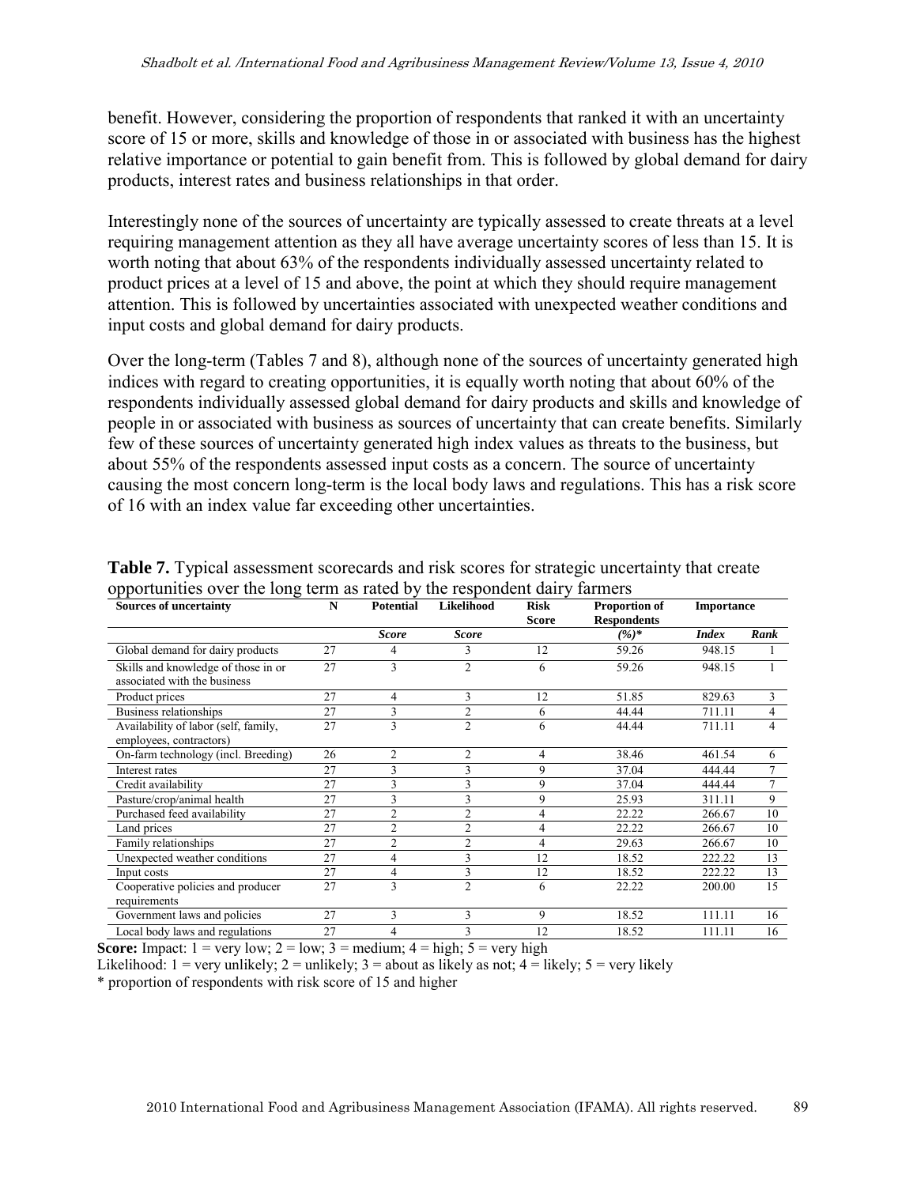benefit. However, considering the proportion of respondents that ranked it with an uncertainty score of 15 or more, skills and knowledge of those in or associated with business has the highest relative importance or potential to gain benefit from. This is followed by global demand for dairy products, interest rates and business relationships in that order.

Interestingly none of the sources of uncertainty are typically assessed to create threats at a level requiring management attention as they all have average uncertainty scores of less than 15. It is worth noting that about 63% of the respondents individually assessed uncertainty related to product prices at a level of 15 and above, the point at which they should require management attention. This is followed by uncertainties associated with unexpected weather conditions and input costs and global demand for dairy products.

Over the long-term (Tables 7 and 8), although none of the sources of uncertainty generated high indices with regard to creating opportunities, it is equally worth noting that about 60% of the respondents individually assessed global demand for dairy products and skills and knowledge of people in or associated with business as sources of uncertainty that can create benefits. Similarly few of these sources of uncertainty generated high index values as threats to the business, but about 55% of the respondents assessed input costs as a concern. The source of uncertainty causing the most concern long-term is the local body laws and regulations. This has a risk score of 16 with an index value far exceeding other uncertainties.

**Table 7.** Typical assessment scorecards and risk scores for strategic uncertainty that create opportunities over the long term as rated by the respondent dairy farmers

| Sources of uncertainty | N | Potential | Likelihood | Risk Score | Proportion of Respondents | Importance | |
|---|---|---|---|---|---|---|---|
| | | *Score* | *Score* | | *(%)\** | *Index* | *Rank* |
| Global demand for dairy products | 27 | 4 | 3 | 12 | 59.26 | 948.15 | 1 |
| Skills and knowledge of those in or associated with the business | 27 | 3 | 2 | 6 | 59.26 | 948.15 | 1 |
| Product prices | 27 | 4 | 3 | 12 | 51.85 | 829.63 | 3 |
| Business relationships | 27 | 3 | 2 | 6 | 44.44 | 711.11 | 4 |
| Availability of labor (self, family, employees, contractors) | 27 | 3 | 2 | 6 | 44.44 | 711.11 | 4 |
| On-farm technology (incl. Breeding) | 26 | 2 | 2 | 4 | 38.46 | 461.54 | 6 |
| Interest rates | 27 | 3 | 3 | 9 | 37.04 | 444.44 | 7 |
| Credit availability | 27 | 3 | 3 | 9 | 37.04 | 444.44 | 7 |
| Pasture/crop/animal health | 27 | 3 | 3 | 9 | 25.93 | 311.11 | 9 |
| Purchased feed availability | 27 | 2 | 2 | 4 | 22.22 | 266.67 | 10 |
| Land prices | 27 | 2 | 2 | 4 | 22.22 | 266.67 | 10 |
| Family relationships | 27 | 2 | 2 | 4 | 29.63 | 266.67 | 10 |
| Unexpected weather conditions | 27 | 4 | 3 | 12 | 18.52 | 222.22 | 13 |
| Input costs | 27 | 4 | 3 | 12 | 18.52 | 222.22 | 13 |
| Cooperative policies and producer requirements | 27 | 3 | 2 | 6 | 22.22 | 200.00 | 15 |
| Government laws and policies | 27 | 3 | 3 | 9 | 18.52 | 111.11 | 16 |
| Local body laws and regulations | 27 | 4 | 3 | 12 | 18.52 | 111.11 | 16 |

**Score:** Impact: 1 = very low; 2 = low; 3 = medium; 4 = high; 5 = very high

Likelihood: 1 = very unlikely; 2 = unlikely; 3 = about as likely as not; 4 = likely; 5 = very likely

\* proportion of respondents with risk score of 15 and higher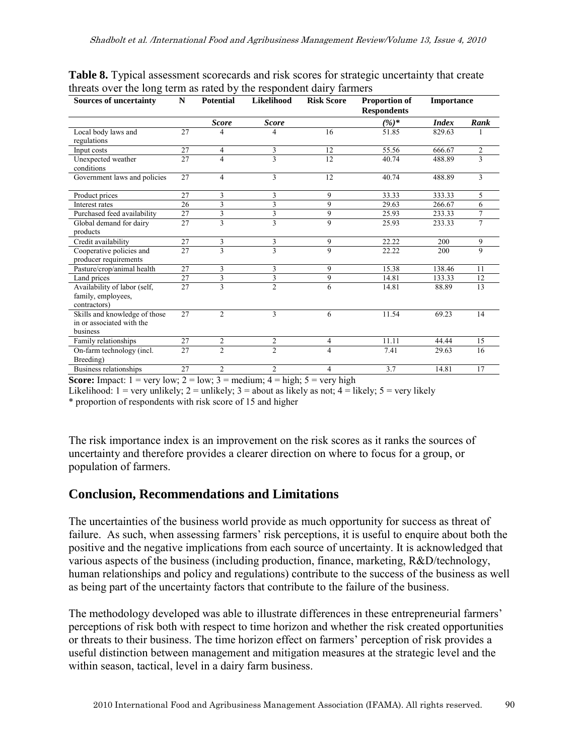**Table 8.** Typical assessment scorecards and risk scores for strategic uncertainty that create threats over the long term as rated by the respondent dairy farmers

| Sources of uncertainty | N | Potential | Likelihood | Risk Score | Proportion of Respondents | Importance | |
|---|---|---|---|---|---|---|---|
| | | *Score* | *Score* | | *(%)** | *Index* | *Rank* |
| Local body laws and regulations | 27 | 4 | 4 | 16 | 51.85 | 829.63 | 1 |
| Input costs | 27 | 4 | 3 | 12 | 55.56 | 666.67 | 2 |
| Unexpected weather conditions | 27 | 4 | 3 | 12 | 40.74 | 488.89 | 3 |
| Government laws and policies | 27 | 4 | 3 | 12 | 40.74 | 488.89 | 3 |
| Product prices | 27 | 3 | 3 | 9 | 33.33 | 333.33 | 5 |
| Interest rates | 26 | 3 | 3 | 9 | 29.63 | 266.67 | 6 |
| Purchased feed availability | 27 | 3 | 3 | 9 | 25.93 | 233.33 | 7 |
| Global demand for dairy products | 27 | 3 | 3 | 9 | 25.93 | 233.33 | 7 |
| Credit availability | 27 | 3 | 3 | 9 | 22.22 | 200 | 9 |
| Cooperative policies and producer requirements | 27 | 3 | 3 | 9 | 22.22 | 200 | 9 |
| Pasture/crop/animal health | 27 | 3 | 3 | 9 | 15.38 | 138.46 | 11 |
| Land prices | 27 | 3 | 3 | 9 | 14.81 | 133.33 | 12 |
| Availability of labor (self, family, employees, contractors) | 27 | 3 | 2 | 6 | 14.81 | 88.89 | 13 |
| Skills and knowledge of those in or associated with the business | 27 | 2 | 3 | 6 | 11.54 | 69.23 | 14 |
| Family relationships | 27 | 2 | 2 | 4 | 11.11 | 44.44 | 15 |
| On-farm technology (incl. Breeding) | 27 | 2 | 2 | 4 | 7.41 | 29.63 | 16 |
| Business relationships | 27 | 2 | 2 | 4 | 3.7 | 14.81 | 17 |

**Score:** Impact: 1 = very low; 2 = low; 3 = medium; 4 = high; 5 = very high

Likelihood: 1 = very unlikely; 2 = unlikely; 3 = about as likely as not; 4 = likely; 5 = very likely

\* proportion of respondents with risk score of 15 and higher

The risk importance index is an improvement on the risk scores as it ranks the sources of uncertainty and therefore provides a clearer direction on where to focus for a group, or population of farmers.

## Conclusion, Recommendations and Limitations

The uncertainties of the business world provide as much opportunity for success as threat of failure. As such, when assessing farmers' risk perceptions, it is useful to enquire about both the positive and the negative implications from each source of uncertainty. It is acknowledged that various aspects of the business (including production, finance, marketing, R&D/technology, human relationships and policy and regulations) contribute to the success of the business as well as being part of the uncertainty factors that contribute to the failure of the business.

The methodology developed was able to illustrate differences in these entrepreneurial farmers' perceptions of risk both with respect to time horizon and whether the risk created opportunities or threats to their business. The time horizon effect on farmers' perception of risk provides a useful distinction between management and mitigation measures at the strategic level and the within season, tactical, level in a dairy farm business.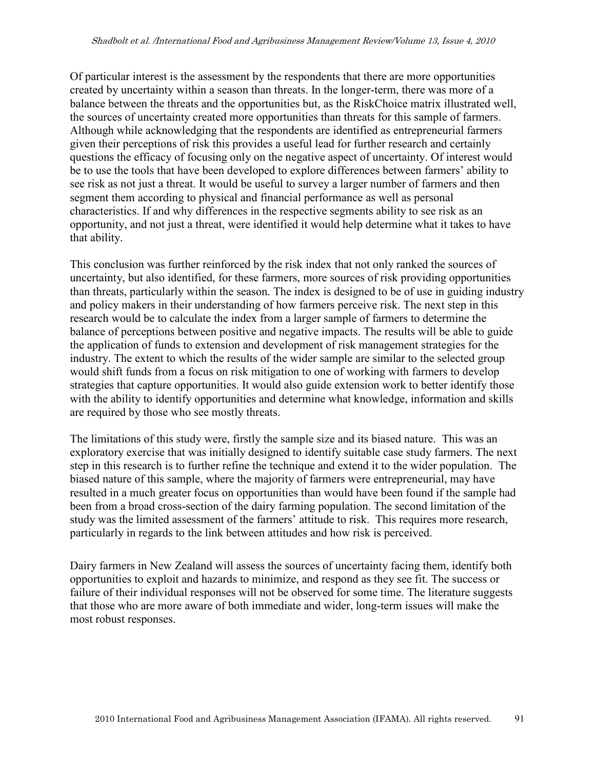Of particular interest is the assessment by the respondents that there are more opportunities created by uncertainty within a season than threats. In the longer-term, there was more of a balance between the threats and the opportunities but, as the RiskChoice matrix illustrated well, the sources of uncertainty created more opportunities than threats for this sample of farmers. Although while acknowledging that the respondents are identified as entrepreneurial farmers given their perceptions of risk this provides a useful lead for further research and certainly questions the efficacy of focusing only on the negative aspect of uncertainty. Of interest would be to use the tools that have been developed to explore differences between farmers' ability to see risk as not just a threat. It would be useful to survey a larger number of farmers and then segment them according to physical and financial performance as well as personal characteristics. If and why differences in the respective segments ability to see risk as an opportunity, and not just a threat, were identified it would help determine what it takes to have that ability.

This conclusion was further reinforced by the risk index that not only ranked the sources of uncertainty, but also identified, for these farmers, more sources of risk providing opportunities than threats, particularly within the season. The index is designed to be of use in guiding industry and policy makers in their understanding of how farmers perceive risk. The next step in this research would be to calculate the index from a larger sample of farmers to determine the balance of perceptions between positive and negative impacts. The results will be able to guide the application of funds to extension and development of risk management strategies for the industry. The extent to which the results of the wider sample are similar to the selected group would shift funds from a focus on risk mitigation to one of working with farmers to develop strategies that capture opportunities. It would also guide extension work to better identify those with the ability to identify opportunities and determine what knowledge, information and skills are required by those who see mostly threats.

The limitations of this study were, firstly the sample size and its biased nature. This was an exploratory exercise that was initially designed to identify suitable case study farmers. The next step in this research is to further refine the technique and extend it to the wider population. The biased nature of this sample, where the majority of farmers were entrepreneurial, may have resulted in a much greater focus on opportunities than would have been found if the sample had been from a broad cross-section of the dairy farming population. The second limitation of the study was the limited assessment of the farmers' attitude to risk. This requires more research, particularly in regards to the link between attitudes and how risk is perceived.

Dairy farmers in New Zealand will assess the sources of uncertainty facing them, identify both opportunities to exploit and hazards to minimize, and respond as they see fit. The success or failure of their individual responses will not be observed for some time. The literature suggests that those who are more aware of both immediate and wider, long-term issues will make the most robust responses.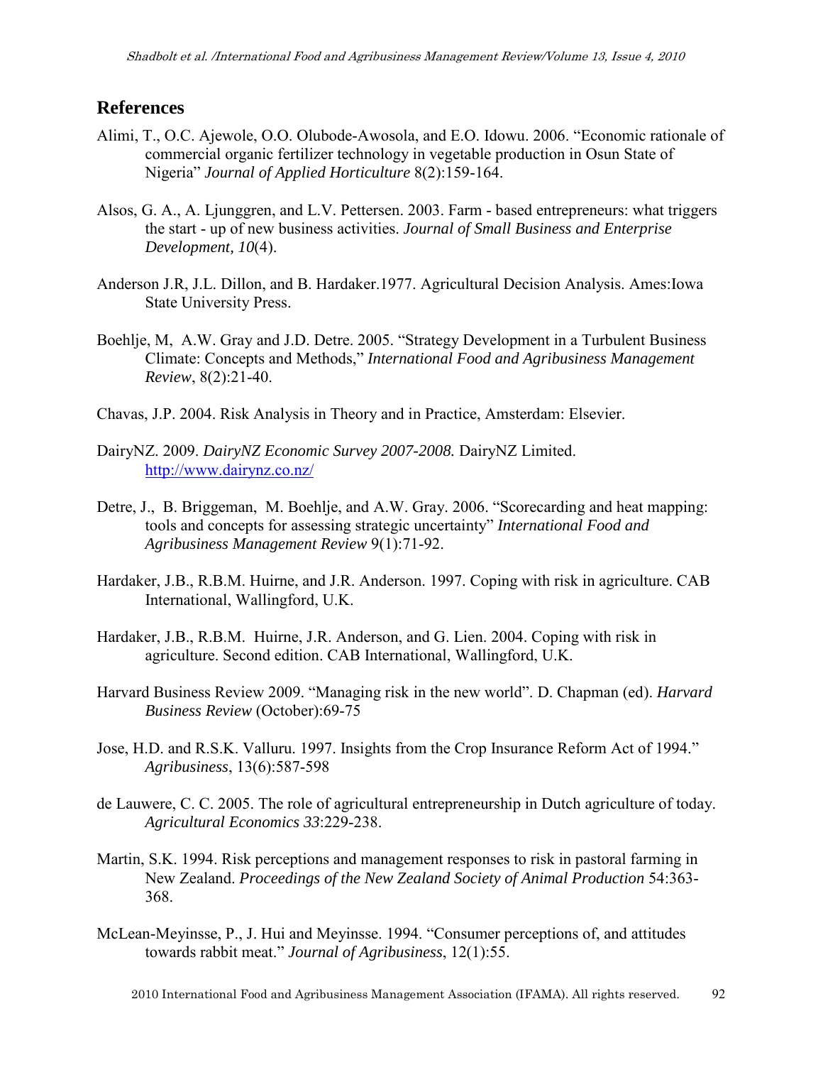## References

Alimi, T., O.C. Ajewole, O.O. Olubode-Awosola, and E.O. Idowu. 2006. "Economic rationale of commercial organic fertilizer technology in vegetable production in Osun State of Nigeria" *Journal of Applied Horticulture* 8(2):159-164.

Alsos, G. A., A. Ljunggren, and L.V. Pettersen. 2003. Farm - based entrepreneurs: what triggers the start - up of new business activities. *Journal of Small Business and Enterprise Development, 10*(4).

Anderson J.R, J.L. Dillon, and B. Hardaker.1977. Agricultural Decision Analysis. Ames:Iowa State University Press.

Boehlje, M, A.W. Gray and J.D. Detre. 2005. "Strategy Development in a Turbulent Business Climate: Concepts and Methods," *International Food and Agribusiness Management Review*, 8(2):21-40.

Chavas, J.P. 2004. Risk Analysis in Theory and in Practice, Amsterdam: Elsevier.

DairyNZ. 2009. *DairyNZ Economic Survey 2007-2008.* DairyNZ Limited. http://www.dairynz.co.nz/

Detre, J., B. Briggeman, M. Boehlje, and A.W. Gray. 2006. "Scorecarding and heat mapping: tools and concepts for assessing strategic uncertainty" *International Food and Agribusiness Management Review* 9(1):71-92.

Hardaker, J.B., R.B.M. Huirne, and J.R. Anderson. 1997. Coping with risk in agriculture. CAB International, Wallingford, U.K.

Hardaker, J.B., R.B.M. Huirne, J.R. Anderson, and G. Lien. 2004. Coping with risk in agriculture. Second edition. CAB International, Wallingford, U.K.

Harvard Business Review 2009. "Managing risk in the new world". D. Chapman (ed). *Harvard Business Review* (October):69-75

Jose, H.D. and R.S.K. Valluru. 1997. Insights from the Crop Insurance Reform Act of 1994." *Agribusiness*, 13(6):587-598

de Lauwere, C. C. 2005. The role of agricultural entrepreneurship in Dutch agriculture of today. *Agricultural Economics 33*:229-238.

Martin, S.K. 1994. Risk perceptions and management responses to risk in pastoral farming in New Zealand. *Proceedings of the New Zealand Society of Animal Production* 54:363-368.

McLean-Meyinsse, P., J. Hui and Meyinsse. 1994. "Consumer perceptions of, and attitudes towards rabbit meat." *Journal of Agribusiness*, 12(1):55.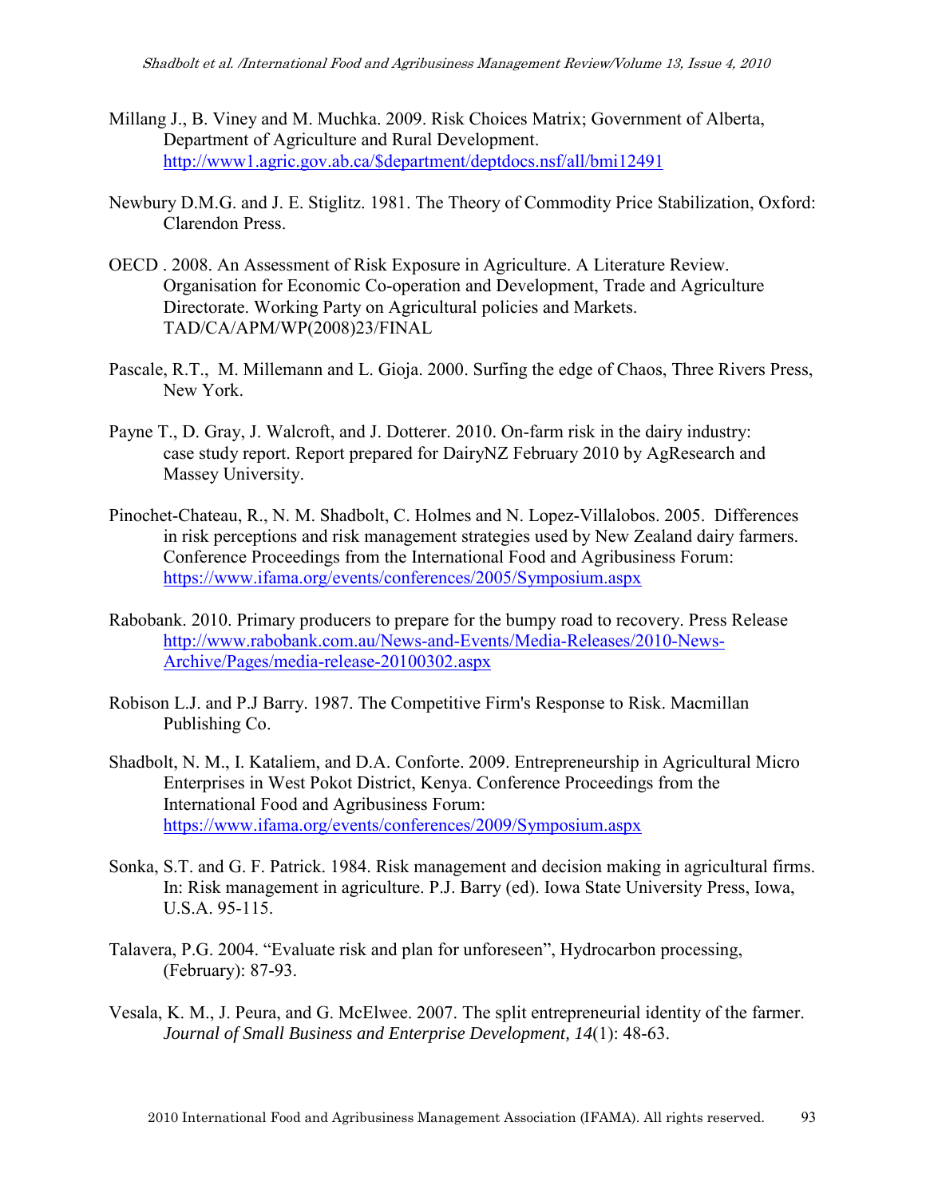Millang J., B. Viney and M. Muchka. 2009. Risk Choices Matrix; Government of Alberta, Department of Agriculture and Rural Development. http://www1.agric.gov.ab.ca/$department/deptdocs.nsf/all/bmi12491

Newbury D.M.G. and J. E. Stiglitz. 1981. The Theory of Commodity Price Stabilization, Oxford: Clarendon Press.

OECD . 2008. An Assessment of Risk Exposure in Agriculture. A Literature Review. Organisation for Economic Co-operation and Development, Trade and Agriculture Directorate. Working Party on Agricultural policies and Markets. TAD/CA/APM/WP(2008)23/FINAL

Pascale, R.T., M. Millemann and L. Gioja. 2000. Surfing the edge of Chaos, Three Rivers Press, New York.

Payne T., D. Gray, J. Walcroft, and J. Dotterer. 2010. On-farm risk in the dairy industry: case study report. Report prepared for DairyNZ February 2010 by AgResearch and Massey University.

Pinochet-Chateau, R., N. M. Shadbolt, C. Holmes and N. Lopez-Villalobos. 2005. Differences in risk perceptions and risk management strategies used by New Zealand dairy farmers. Conference Proceedings from the International Food and Agribusiness Forum: https://www.ifama.org/events/conferences/2005/Symposium.aspx

Rabobank. 2010. Primary producers to prepare for the bumpy road to recovery. Press Release http://www.rabobank.com.au/News-and-Events/Media-Releases/2010-News-Archive/Pages/media-release-20100302.aspx

Robison L.J. and P.J Barry. 1987. The Competitive Firm's Response to Risk. Macmillan Publishing Co.

Shadbolt, N. M., I. Kataliem, and D.A. Conforte. 2009. Entrepreneurship in Agricultural Micro Enterprises in West Pokot District, Kenya. Conference Proceedings from the International Food and Agribusiness Forum: https://www.ifama.org/events/conferences/2009/Symposium.aspx

Sonka, S.T. and G. F. Patrick. 1984. Risk management and decision making in agricultural firms. In: Risk management in agriculture. P.J. Barry (ed). Iowa State University Press, Iowa, U.S.A. 95-115.

Talavera, P.G. 2004. "Evaluate risk and plan for unforeseen", Hydrocarbon processing, (February): 87-93.

Vesala, K. M., J. Peura, and G. McElwee. 2007. The split entrepreneurial identity of the farmer. *Journal of Small Business and Enterprise Development, 14*(1): 48-63.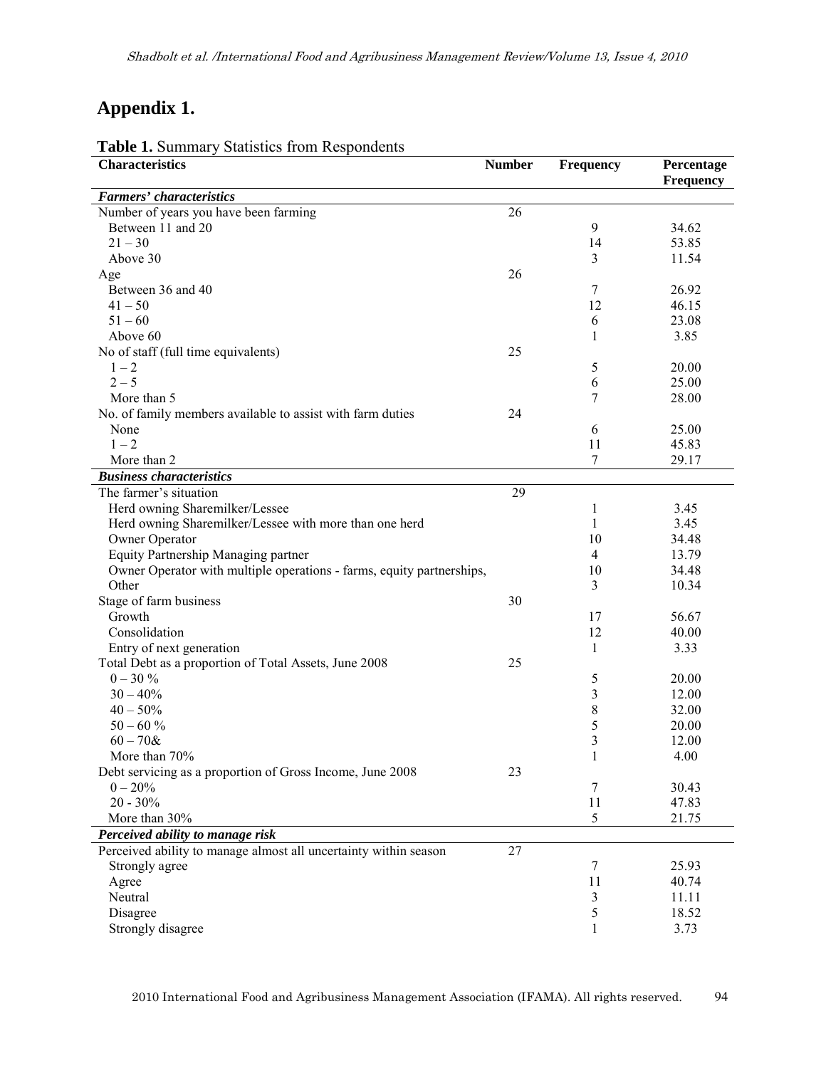# Appendix 1.

**Table 1.** Summary Statistics from Respondents

| Characteristics | Number | Frequency | Percentage Frequency |
|---|---|---|---|
| ***Farmers' characteristics*** | | | |
| Number of years you have been farming | 26 | | |
| Between 11 and 20 | | 9 | 34.62 |
| 21 – 30 | | 14 | 53.85 |
| Above 30 | | 3 | 11.54 |
| Age | 26 | | |
| Between 36 and 40 | | 7 | 26.92 |
| 41 – 50 | | 12 | 46.15 |
| 51 – 60 | | 6 | 23.08 |
| Above 60 | | 1 | 3.85 |
| No of staff (full time equivalents) | 25 | | |
| 1 – 2 | | 5 | 20.00 |
| 2 – 5 | | 6 | 25.00 |
| More than 5 | | 7 | 28.00 |
| No. of family members available to assist with farm duties | 24 | | |
| None | | 6 | 25.00 |
| 1 – 2 | | 11 | 45.83 |
| More than 2 | | 7 | 29.17 |
| ***Business characteristics*** | | | |
| The farmer's situation | 29 | | |
| Herd owning Sharemilker/Lessee | | 1 | 3.45 |
| Herd owning Sharemilker/Lessee with more than one herd | | 1 | 3.45 |
| Owner Operator | | 10 | 34.48 |
| Equity Partnership Managing partner | | 4 | 13.79 |
| Owner Operator with multiple operations - farms, equity partnerships, | | 10 | 34.48 |
| Other | | 3 | 10.34 |
| Stage of farm business | 30 | | |
| Growth | | 17 | 56.67 |
| Consolidation | | 12 | 40.00 |
| Entry of next generation | | 1 | 3.33 |
| Total Debt as a proportion of Total Assets, June 2008 | 25 | | |
| 0 – 30 % | | 5 | 20.00 |
| 30 – 40% | | 3 | 12.00 |
| 40 – 50% | | 8 | 32.00 |
| 50 – 60 % | | 5 | 20.00 |
| 60 – 70& | | 3 | 12.00 |
| More than 70% | | 1 | 4.00 |
| Debt servicing as a proportion of Gross Income, June 2008 | 23 | | |
| 0 – 20% | | 7 | 30.43 |
| 20 - 30% | | 11 | 47.83 |
| More than 30% | | 5 | 21.75 |
| ***Perceived ability to manage risk*** | | | |
| Perceived ability to manage almost all uncertainty within season | 27 | | |
| Strongly agree | | 7 | 25.93 |
| Agree | | 11 | 40.74 |
| Neutral | | 3 | 11.11 |
| Disagree | | 5 | 18.52 |
| Strongly disagree | | 1 | 3.73 |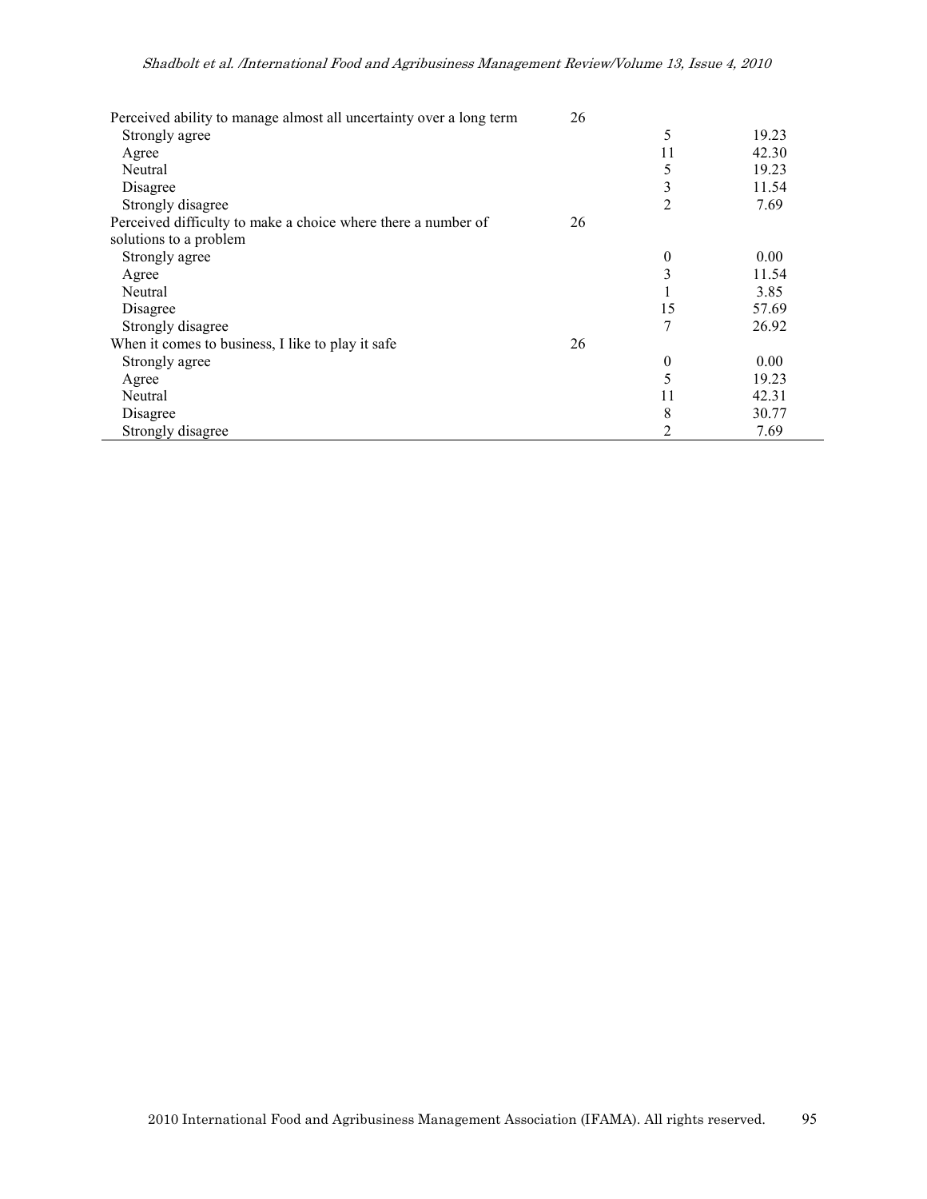| | | | |
|---|---|---|---|
| Perceived ability to manage almost all uncertainty over a long term | 26 | | |
| Strongly agree | | 5 | 19.23 |
| Agree | | 11 | 42.30 |
| Neutral | | 5 | 19.23 |
| Disagree | | 3 | 11.54 |
| Strongly disagree | | 2 | 7.69 |
| Perceived difficulty to make a choice where there a number of solutions to a problem | 26 | | |
| Strongly agree | | 0 | 0.00 |
| Agree | | 3 | 11.54 |
| Neutral | | 1 | 3.85 |
| Disagree | | 15 | 57.69 |
| Strongly disagree | | 7 | 26.92 |
| When it comes to business, I like to play it safe | 26 | | |
| Strongly agree | | 0 | 0.00 |
| Agree | | 5 | 19.23 |
| Neutral | | 11 | 42.31 |
| Disagree | | 8 | 30.77 |
| Strongly disagree | | 2 | 7.69 |